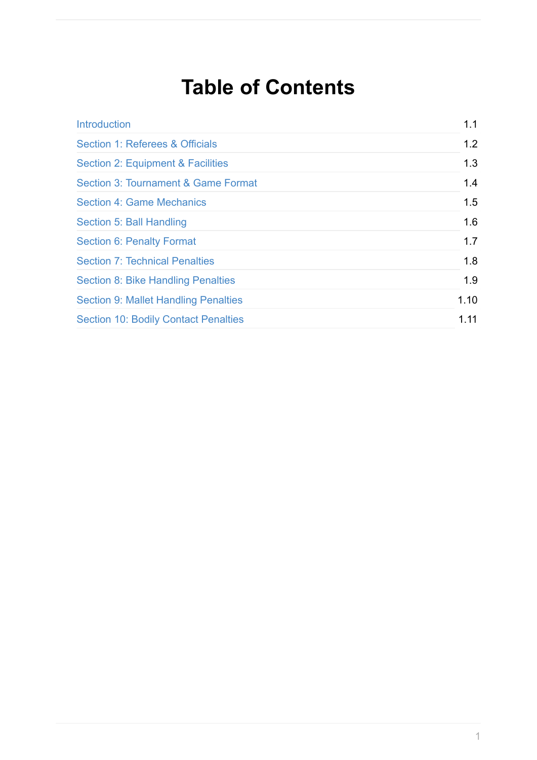# Table of Contents

| | |
|---|---|
| Introduction | 1.1 |
| Section 1: Referees & Officials | 1.2 |
| Section 2: Equipment & Facilities | 1.3 |
| Section 3: Tournament & Game Format | 1.4 |
| Section 4: Game Mechanics | 1.5 |
| Section 5: Ball Handling | 1.6 |
| Section 6: Penalty Format | 1.7 |
| Section 7: Technical Penalties | 1.8 |
| Section 8: Bike Handling Penalties | 1.9 |
| Section 9: Mallet Handling Penalties | 1.10 |
| Section 10: Bodily Contact Penalties | 1.11 |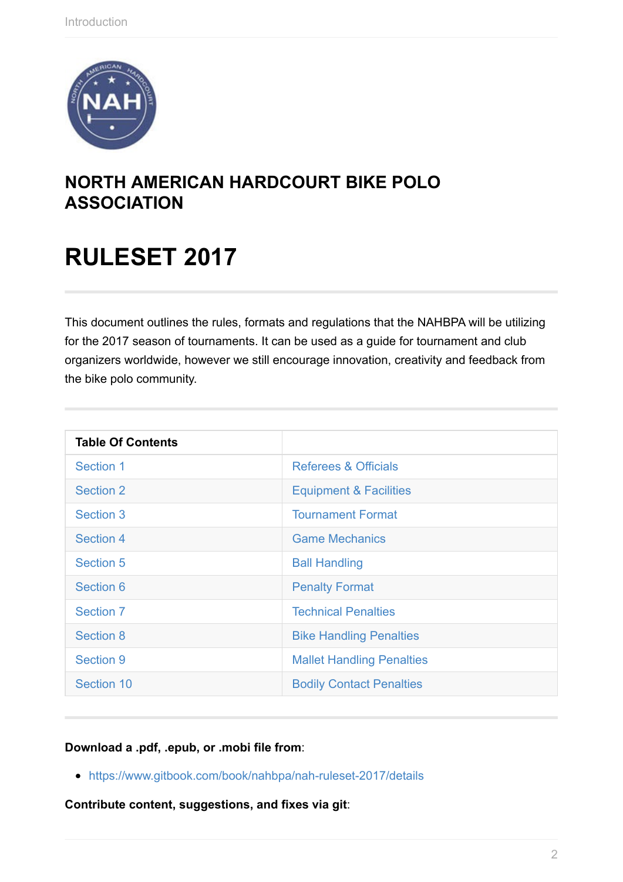# NORTH AMERICAN HARDCOURT BIKE POLO ASSOCIATION

# RULESET 2017

This document outlines the rules, formats and regulations that the NAHBPA will be utilizing for the 2017 season of tournaments. It can be used as a guide for tournament and club organizers worldwide, however we still encourage innovation, creativity and feedback from the bike polo community.

| Table Of Contents | |
|---|---|
| Section 1 | Referees & Officials |
| Section 2 | Equipment & Facilities |
| Section 3 | Tournament Format |
| Section 4 | Game Mechanics |
| Section 5 | Ball Handling |
| Section 6 | Penalty Format |
| Section 7 | Technical Penalties |
| Section 8 | Bike Handling Penalties |
| Section 9 | Mallet Handling Penalties |
| Section 10 | Bodily Contact Penalties |

**Download a .pdf, .epub, or .mobi file from**:

- https://www.gitbook.com/book/nahbpa/nah-ruleset-2017/details

**Contribute content, suggestions, and fixes via git**: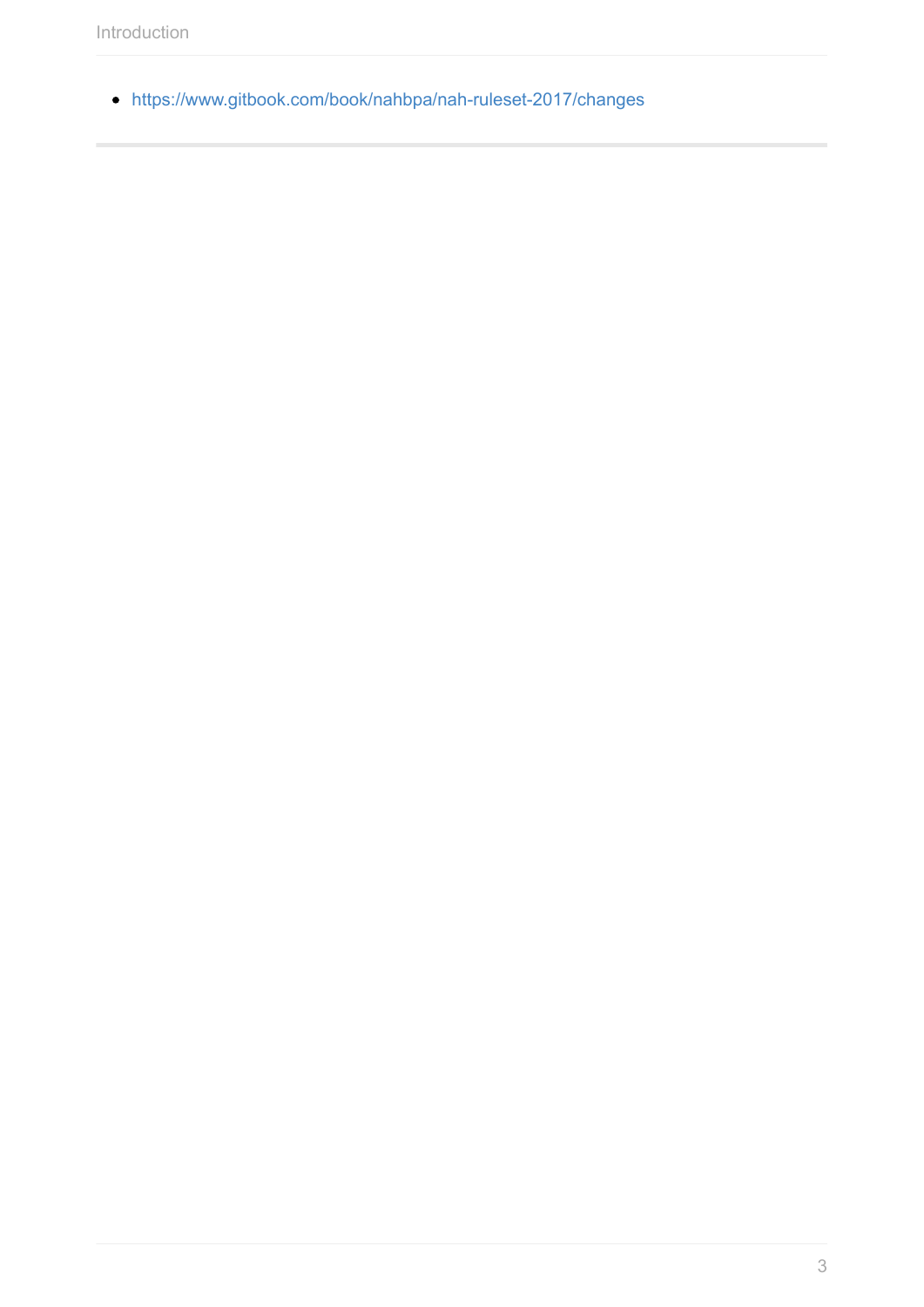- https://www.gitbook.com/book/nahbpa/nah-ruleset-2017/changes

---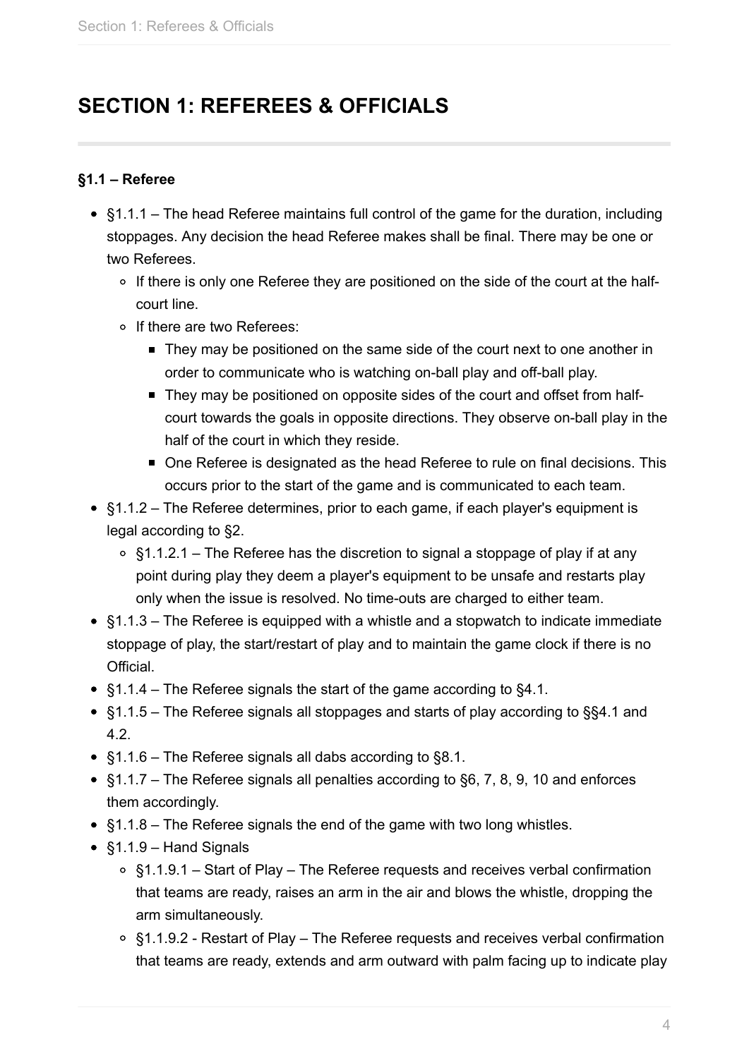# SECTION 1: REFEREES & OFFICIALS

**§1.1 – Referee**

- §1.1.1 – The head Referee maintains full control of the game for the duration, including stoppages. Any decision the head Referee makes shall be final. There may be one or two Referees.
  - If there is only one Referee they are positioned on the side of the court at the half-court line.
  - If there are two Referees:
    - They may be positioned on the same side of the court next to one another in order to communicate who is watching on-ball play and off-ball play.
    - They may be positioned on opposite sides of the court and offset from half-court towards the goals in opposite directions. They observe on-ball play in the half of the court in which they reside.
    - One Referee is designated as the head Referee to rule on final decisions. This occurs prior to the start of the game and is communicated to each team.
- §1.1.2 – The Referee determines, prior to each game, if each player's equipment is legal according to §2.
  - §1.1.2.1 – The Referee has the discretion to signal a stoppage of play if at any point during play they deem a player's equipment to be unsafe and restarts play only when the issue is resolved. No time-outs are charged to either team.
- §1.1.3 – The Referee is equipped with a whistle and a stopwatch to indicate immediate stoppage of play, the start/restart of play and to maintain the game clock if there is no Official.
- §1.1.4 – The Referee signals the start of the game according to §4.1.
- §1.1.5 – The Referee signals all stoppages and starts of play according to §§4.1 and 4.2.
- §1.1.6 – The Referee signals all dabs according to §8.1.
- §1.1.7 – The Referee signals all penalties according to §6, 7, 8, 9, 10 and enforces them accordingly.
- §1.1.8 – The Referee signals the end of the game with two long whistles.
- §1.1.9 – Hand Signals
  - §1.1.9.1 – Start of Play – The Referee requests and receives verbal confirmation that teams are ready, raises an arm in the air and blows the whistle, dropping the arm simultaneously.
  - §1.1.9.2 - Restart of Play – The Referee requests and receives verbal confirmation that teams are ready, extends and arm outward with palm facing up to indicate play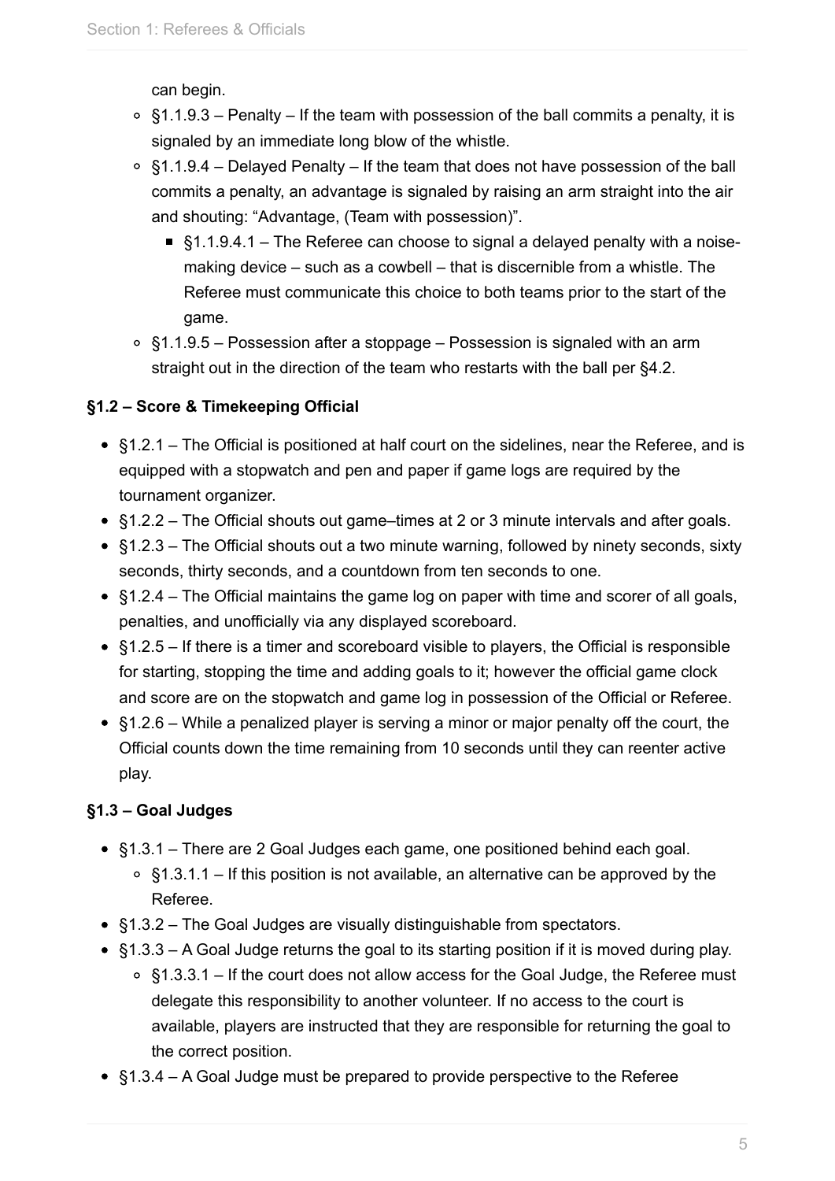can begin.

- §1.1.9.3 – Penalty – If the team with possession of the ball commits a penalty, it is signaled by an immediate long blow of the whistle.
- §1.1.9.4 – Delayed Penalty – If the team that does not have possession of the ball commits a penalty, an advantage is signaled by raising an arm straight into the air and shouting: "Advantage, (Team with possession)".
  - §1.1.9.4.1 – The Referee can choose to signal a delayed penalty with a noise-making device – such as a cowbell – that is discernible from a whistle. The Referee must communicate this choice to both teams prior to the start of the game.
- §1.1.9.5 – Possession after a stoppage – Possession is signaled with an arm straight out in the direction of the team who restarts with the ball per §4.2.

**§1.2 – Score & Timekeeping Official**

- §1.2.1 – The Official is positioned at half court on the sidelines, near the Referee, and is equipped with a stopwatch and pen and paper if game logs are required by the tournament organizer.
- §1.2.2 – The Official shouts out game–times at 2 or 3 minute intervals and after goals.
- §1.2.3 – The Official shouts out a two minute warning, followed by ninety seconds, sixty seconds, thirty seconds, and a countdown from ten seconds to one.
- §1.2.4 – The Official maintains the game log on paper with time and scorer of all goals, penalties, and unofficially via any displayed scoreboard.
- §1.2.5 – If there is a timer and scoreboard visible to players, the Official is responsible for starting, stopping the time and adding goals to it; however the official game clock and score are on the stopwatch and game log in possession of the Official or Referee.
- §1.2.6 – While a penalized player is serving a minor or major penalty off the court, the Official counts down the time remaining from 10 seconds until they can reenter active play.

**§1.3 – Goal Judges**

- §1.3.1 – There are 2 Goal Judges each game, one positioned behind each goal.
  - §1.3.1.1 – If this position is not available, an alternative can be approved by the Referee.
- §1.3.2 – The Goal Judges are visually distinguishable from spectators.
- §1.3.3 – A Goal Judge returns the goal to its starting position if it is moved during play.
  - §1.3.3.1 – If the court does not allow access for the Goal Judge, the Referee must delegate this responsibility to another volunteer. If no access to the court is available, players are instructed that they are responsible for returning the goal to the correct position.
- §1.3.4 – A Goal Judge must be prepared to provide perspective to the Referee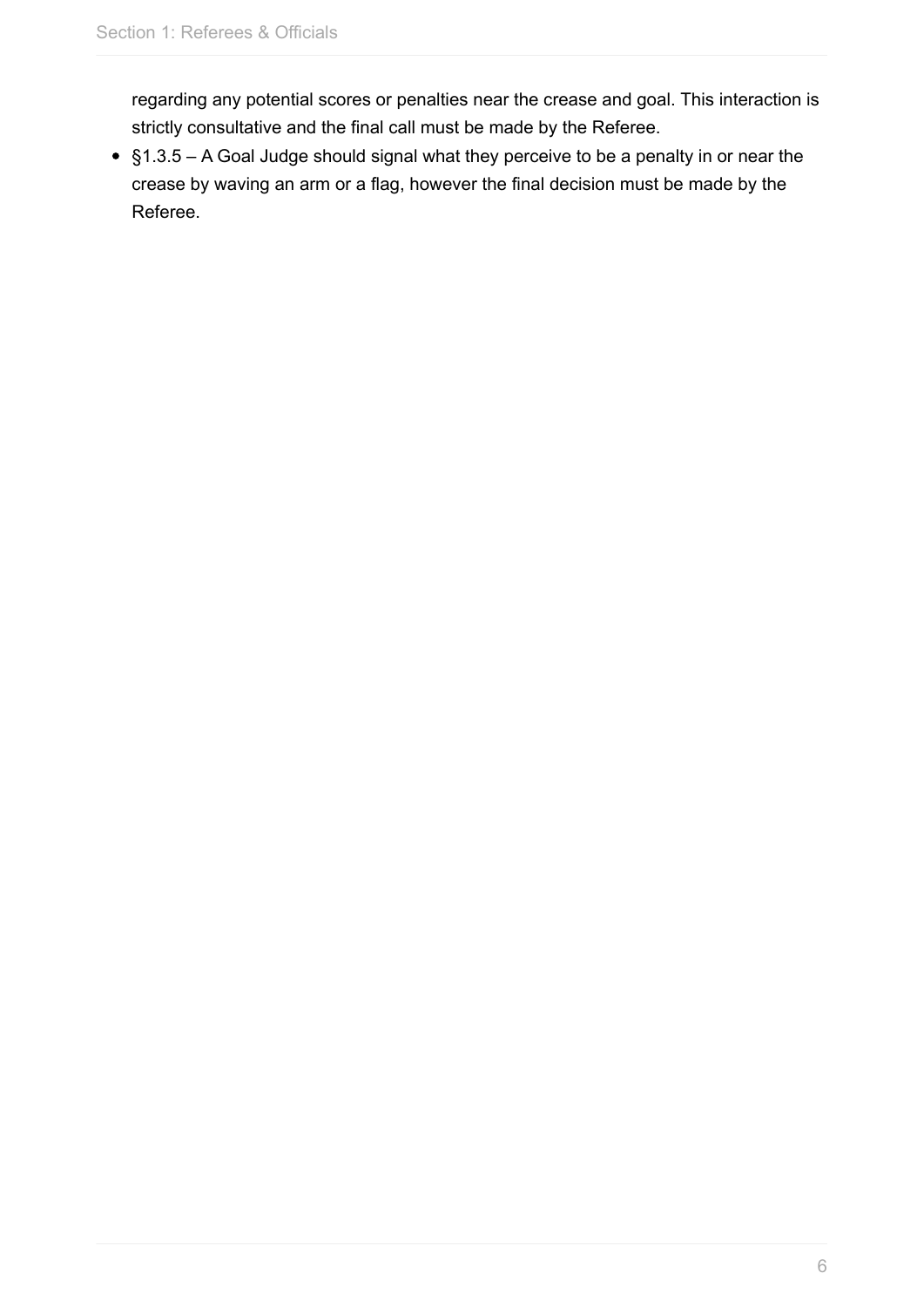regarding any potential scores or penalties near the crease and goal. This interaction is strictly consultative and the final call must be made by the Referee.

- §1.3.5 – A Goal Judge should signal what they perceive to be a penalty in or near the crease by waving an arm or a flag, however the final decision must be made by the Referee.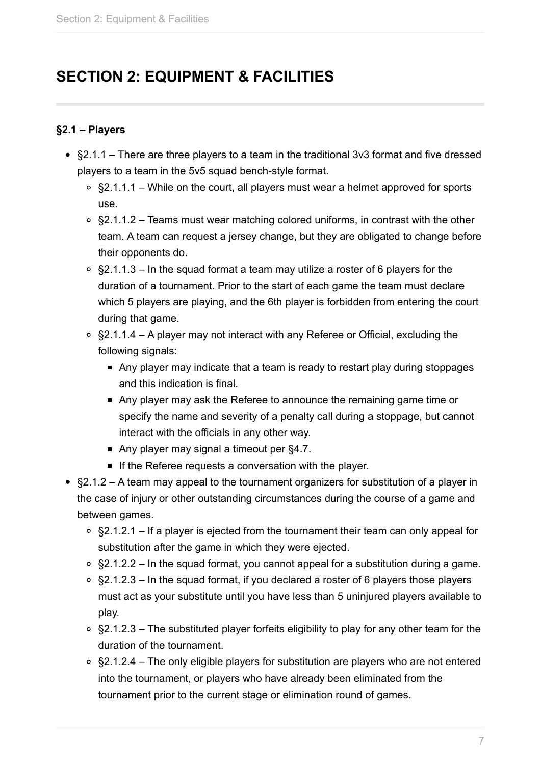# SECTION 2: EQUIPMENT & FACILITIES

**§2.1 – Players**

- §2.1.1 – There are three players to a team in the traditional 3v3 format and five dressed players to a team in the 5v5 squad bench-style format.
  - §2.1.1.1 – While on the court, all players must wear a helmet approved for sports use.
  - §2.1.1.2 – Teams must wear matching colored uniforms, in contrast with the other team. A team can request a jersey change, but they are obligated to change before their opponents do.
  - §2.1.1.3 – In the squad format a team may utilize a roster of 6 players for the duration of a tournament. Prior to the start of each game the team must declare which 5 players are playing, and the 6th player is forbidden from entering the court during that game.
  - §2.1.1.4 – A player may not interact with any Referee or Official, excluding the following signals:
    - Any player may indicate that a team is ready to restart play during stoppages and this indication is final.
    - Any player may ask the Referee to announce the remaining game time or specify the name and severity of a penalty call during a stoppage, but cannot interact with the officials in any other way.
    - Any player may signal a timeout per §4.7.
    - If the Referee requests a conversation with the player.
- §2.1.2 – A team may appeal to the tournament organizers for substitution of a player in the case of injury or other outstanding circumstances during the course of a game and between games.
  - §2.1.2.1 – If a player is ejected from the tournament their team can only appeal for substitution after the game in which they were ejected.
  - §2.1.2.2 – In the squad format, you cannot appeal for a substitution during a game.
  - §2.1.2.3 – In the squad format, if you declared a roster of 6 players those players must act as your substitute until you have less than 5 uninjured players available to play.
  - §2.1.2.3 – The substituted player forfeits eligibility to play for any other team for the duration of the tournament.
  - §2.1.2.4 – The only eligible players for substitution are players who are not entered into the tournament, or players who have already been eliminated from the tournament prior to the current stage or elimination round of games.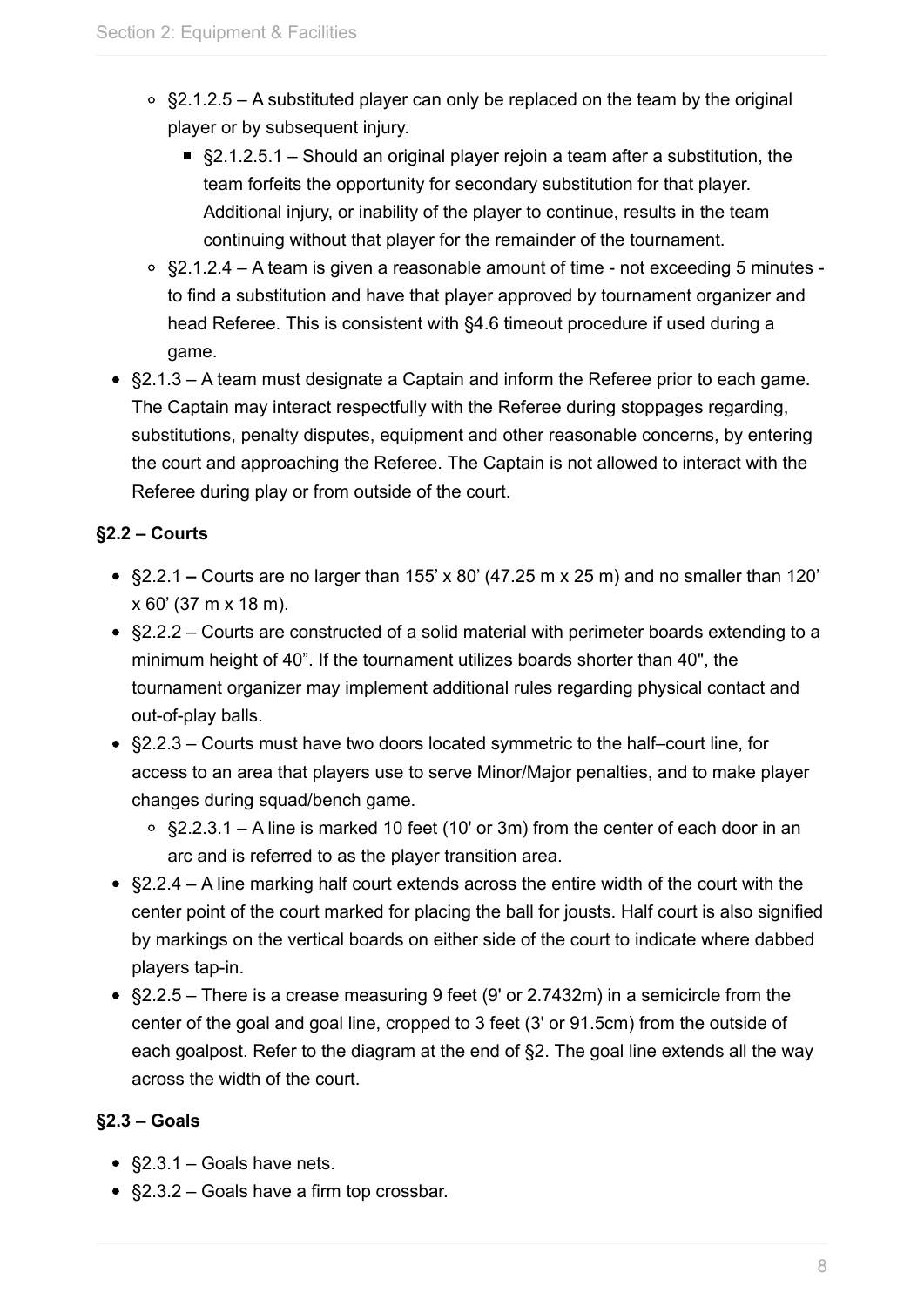- §2.1.2.5 – A substituted player can only be replaced on the team by the original player or by subsequent injury.
  - §2.1.2.5.1 – Should an original player rejoin a team after a substitution, the team forfeits the opportunity for secondary substitution for that player. Additional injury, or inability of the player to continue, results in the team continuing without that player for the remainder of the tournament.
- §2.1.2.4 – A team is given a reasonable amount of time - not exceeding 5 minutes - to find a substitution and have that player approved by tournament organizer and head Referee. This is consistent with §4.6 timeout procedure if used during a game.

- §2.1.3 – A team must designate a Captain and inform the Referee prior to each game. The Captain may interact respectfully with the Referee during stoppages regarding, substitutions, penalty disputes, equipment and other reasonable concerns, by entering the court and approaching the Referee. The Captain is not allowed to interact with the Referee during play or from outside of the court.

**§2.2 – Courts**

- §2.2.1 **–** Courts are no larger than 155’ x 80’ (47.25 m x 25 m) and no smaller than 120’ x 60’ (37 m x 18 m).
- §2.2.2 – Courts are constructed of a solid material with perimeter boards extending to a minimum height of 40”. If the tournament utilizes boards shorter than 40", the tournament organizer may implement additional rules regarding physical contact and out-of-play balls.
- §2.2.3 – Courts must have two doors located symmetric to the half–court line, for access to an area that players use to serve Minor/Major penalties, and to make player changes during squad/bench game.
  - §2.2.3.1 – A line is marked 10 feet (10' or 3m) from the center of each door in an arc and is referred to as the player transition area.
- §2.2.4 – A line marking half court extends across the entire width of the court with the center point of the court marked for placing the ball for jousts. Half court is also signified by markings on the vertical boards on either side of the court to indicate where dabbed players tap-in.
- §2.2.5 – There is a crease measuring 9 feet (9' or 2.7432m) in a semicircle from the center of the goal and goal line, cropped to 3 feet (3' or 91.5cm) from the outside of each goalpost. Refer to the diagram at the end of §2. The goal line extends all the way across the width of the court.

**§2.3 – Goals**

- §2.3.1 – Goals have nets.
- §2.3.2 – Goals have a firm top crossbar.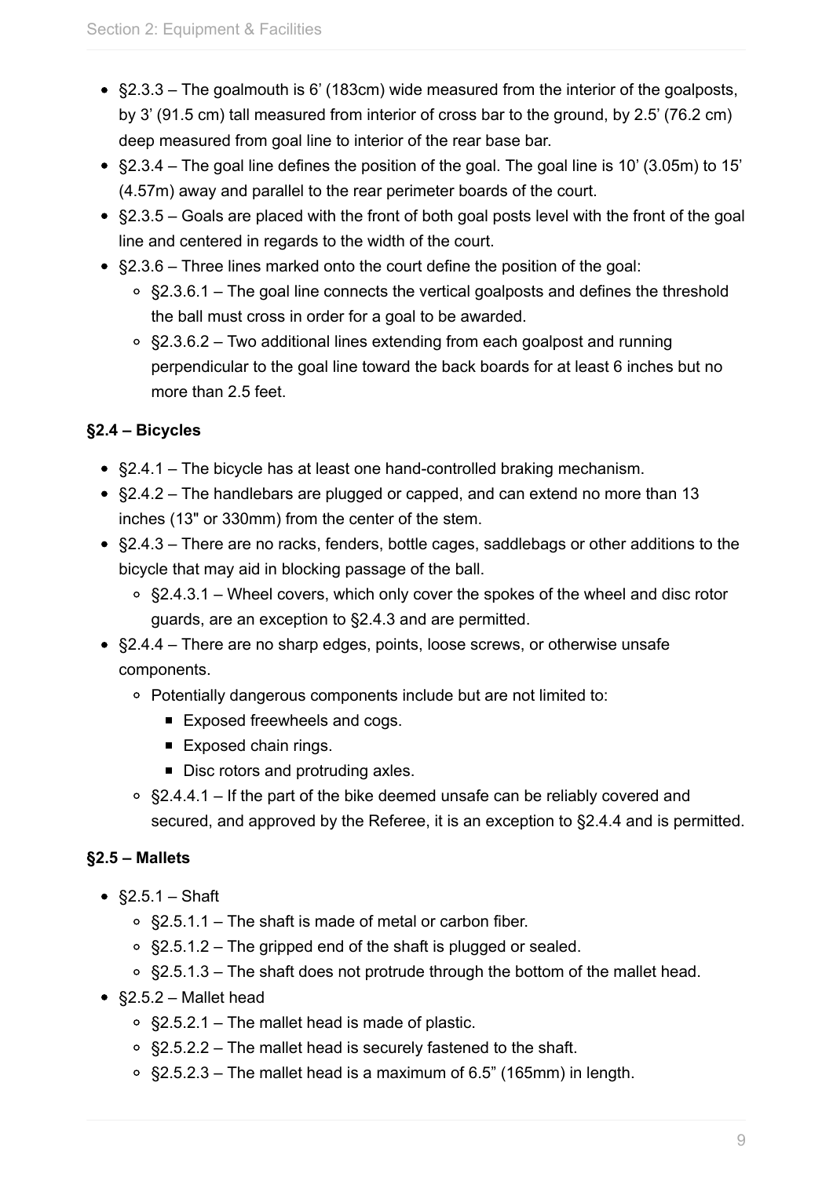- §2.3.3 – The goalmouth is 6' (183cm) wide measured from the interior of the goalposts, by 3' (91.5 cm) tall measured from interior of cross bar to the ground, by 2.5' (76.2 cm) deep measured from goal line to interior of the rear base bar.
- §2.3.4 – The goal line defines the position of the goal. The goal line is 10' (3.05m) to 15' (4.57m) away and parallel to the rear perimeter boards of the court.
- §2.3.5 – Goals are placed with the front of both goal posts level with the front of the goal line and centered in regards to the width of the court.
- §2.3.6 – Three lines marked onto the court define the position of the goal:
  - §2.3.6.1 – The goal line connects the vertical goalposts and defines the threshold the ball must cross in order for a goal to be awarded.
  - §2.3.6.2 – Two additional lines extending from each goalpost and running perpendicular to the goal line toward the back boards for at least 6 inches but no more than 2.5 feet.

### §2.4 – Bicycles

- §2.4.1 – The bicycle has at least one hand-controlled braking mechanism.
- §2.4.2 – The handlebars are plugged or capped, and can extend no more than 13 inches (13" or 330mm) from the center of the stem.
- §2.4.3 – There are no racks, fenders, bottle cages, saddlebags or other additions to the bicycle that may aid in blocking passage of the ball.
  - §2.4.3.1 – Wheel covers, which only cover the spokes of the wheel and disc rotor guards, are an exception to §2.4.3 and are permitted.
- §2.4.4 – There are no sharp edges, points, loose screws, or otherwise unsafe components.
  - Potentially dangerous components include but are not limited to:
    - Exposed freewheels and cogs.
    - Exposed chain rings.
    - Disc rotors and protruding axles.
  - §2.4.4.1 – If the part of the bike deemed unsafe can be reliably covered and secured, and approved by the Referee, it is an exception to §2.4.4 and is permitted.

### §2.5 – Mallets

- §2.5.1 – Shaft
  - §2.5.1.1 – The shaft is made of metal or carbon fiber.
  - §2.5.1.2 – The gripped end of the shaft is plugged or sealed.
  - §2.5.1.3 – The shaft does not protrude through the bottom of the mallet head.
- §2.5.2 – Mallet head
  - §2.5.2.1 – The mallet head is made of plastic.
  - §2.5.2.2 – The mallet head is securely fastened to the shaft.
  - §2.5.2.3 – The mallet head is a maximum of 6.5" (165mm) in length.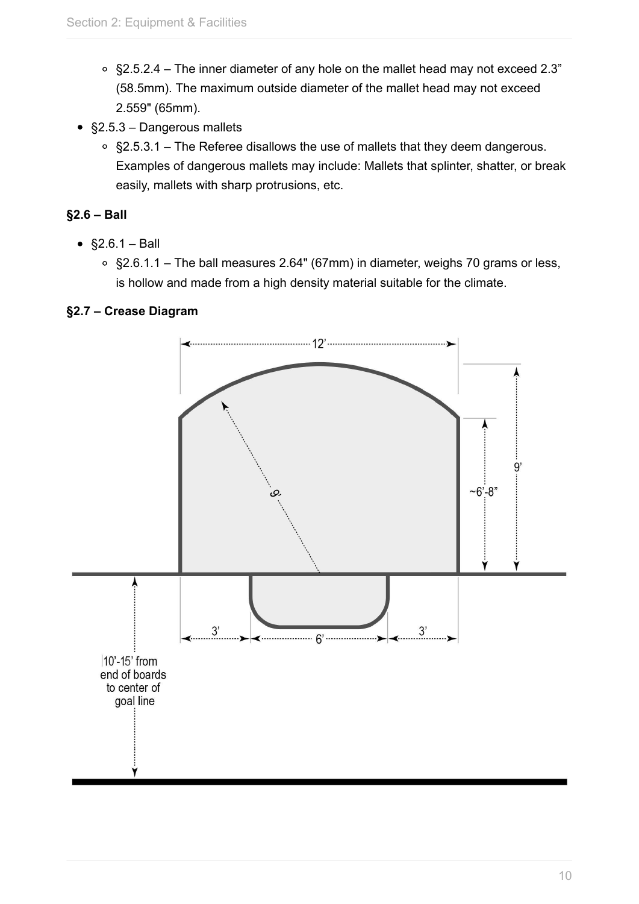- §2.5.2.4 – The inner diameter of any hole on the mallet head may not exceed 2.3” (58.5mm). The maximum outside diameter of the mallet head may not exceed 2.559" (65mm).
- §2.5.3 – Dangerous mallets
  - §2.5.3.1 – The Referee disallows the use of mallets that they deem dangerous. Examples of dangerous mallets may include: Mallets that splinter, shatter, or break easily, mallets with sharp protrusions, etc.

**§2.6 – Ball**

- §2.6.1 – Ball
  - §2.6.1.1 – The ball measures 2.64" (67mm) in diameter, weighs 70 grams or less, is hollow and made from a high density material suitable for the climate.

**§2.7 – Crease Diagram**

12’

9’

~6’-8”

9’

3’ 6’ 3’

10’-15’ from end of boards to center of goal line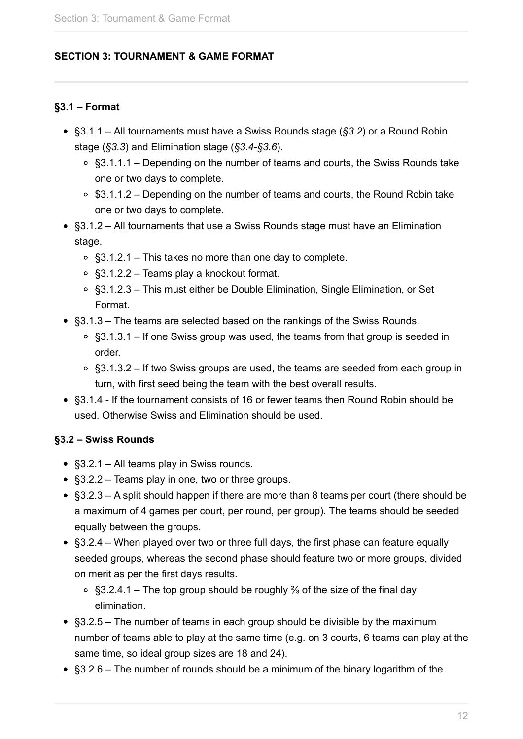**SECTION 3: TOURNAMENT & GAME FORMAT**

---

**§3.1 – Format**

- §3.1.1 – All tournaments must have a Swiss Rounds stage (*§3.2*) or a Round Robin stage (*§3.3*) and Elimination stage (*§3.4-§3.6*).
  - §3.1.1.1 – Depending on the number of teams and courts, the Swiss Rounds take one or two days to complete.
  - $3.1.1.2 – Depending on the number of teams and courts, the Round Robin take one or two days to complete.
- §3.1.2 – All tournaments that use a Swiss Rounds stage must have an Elimination stage.
  - §3.1.2.1 – This takes no more than one day to complete.
  - §3.1.2.2 – Teams play a knockout format.
  - §3.1.2.3 – This must either be Double Elimination, Single Elimination, or Set Format.
- §3.1.3 – The teams are selected based on the rankings of the Swiss Rounds.
  - §3.1.3.1 – If one Swiss group was used, the teams from that group is seeded in order.
  - §3.1.3.2 – If two Swiss groups are used, the teams are seeded from each group in turn, with first seed being the team with the best overall results.
- §3.1.4 - If the tournament consists of 16 or fewer teams then Round Robin should be used. Otherwise Swiss and Elimination should be used.

**§3.2 – Swiss Rounds**

- §3.2.1 – All teams play in Swiss rounds.
- §3.2.2 – Teams play in one, two or three groups.
- §3.2.3 – A split should happen if there are more than 8 teams per court (there should be a maximum of 4 games per court, per round, per group). The teams should be seeded equally between the groups.
- §3.2.4 – When played over two or three full days, the first phase can feature equally seeded groups, whereas the second phase should feature two or more groups, divided on merit as per the first days results.
  - §3.2.4.1 – The top group should be roughly ⅔ of the size of the final day elimination.
- §3.2.5 – The number of teams in each group should be divisible by the maximum number of teams able to play at the same time (e.g. on 3 courts, 6 teams can play at the same time, so ideal group sizes are 18 and 24).
- §3.2.6 – The number of rounds should be a minimum of the binary logarithm of the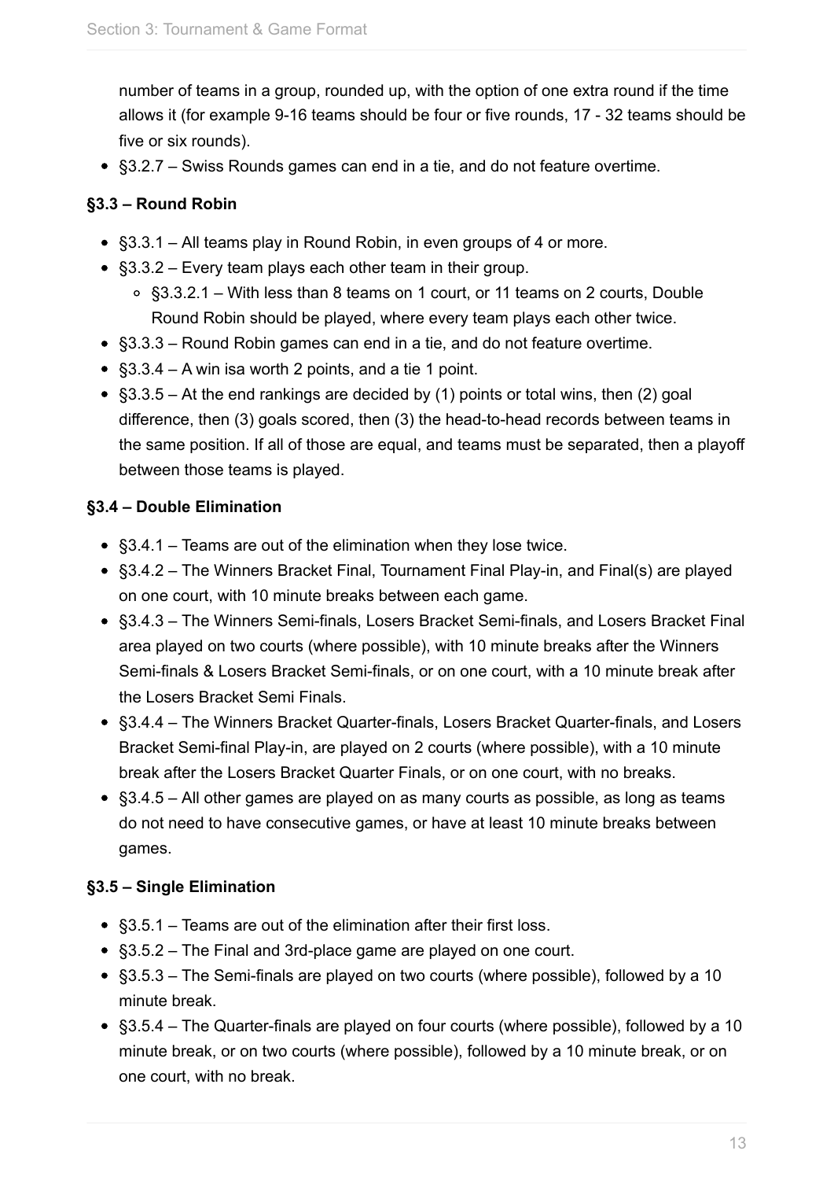number of teams in a group, rounded up, with the option of one extra round if the time allows it (for example 9-16 teams should be four or five rounds, 17 - 32 teams should be five or six rounds).

- §3.2.7 – Swiss Rounds games can end in a tie, and do not feature overtime.

### §3.3 – Round Robin

- §3.3.1 – All teams play in Round Robin, in even groups of 4 or more.
- §3.3.2 – Every team plays each other team in their group.
  - §3.3.2.1 – With less than 8 teams on 1 court, or 11 teams on 2 courts, Double Round Robin should be played, where every team plays each other twice.
- §3.3.3 – Round Robin games can end in a tie, and do not feature overtime.
- §3.3.4 – A win isa worth 2 points, and a tie 1 point.
- §3.3.5 – At the end rankings are decided by (1) points or total wins, then (2) goal difference, then (3) goals scored, then (3) the head-to-head records between teams in the same position. If all of those are equal, and teams must be separated, then a playoff between those teams is played.

### §3.4 – Double Elimination

- §3.4.1 – Teams are out of the elimination when they lose twice.
- §3.4.2 – The Winners Bracket Final, Tournament Final Play-in, and Final(s) are played on one court, with 10 minute breaks between each game.
- §3.4.3 – The Winners Semi-finals, Losers Bracket Semi-finals, and Losers Bracket Final area played on two courts (where possible), with 10 minute breaks after the Winners Semi-finals & Losers Bracket Semi-finals, or on one court, with a 10 minute break after the Losers Bracket Semi Finals.
- §3.4.4 – The Winners Bracket Quarter-finals, Losers Bracket Quarter-finals, and Losers Bracket Semi-final Play-in, are played on 2 courts (where possible), with a 10 minute break after the Losers Bracket Quarter Finals, or on one court, with no breaks.
- §3.4.5 – All other games are played on as many courts as possible, as long as teams do not need to have consecutive games, or have at least 10 minute breaks between games.

### §3.5 – Single Elimination

- §3.5.1 – Teams are out of the elimination after their first loss.
- §3.5.2 – The Final and 3rd-place game are played on one court.
- §3.5.3 – The Semi-finals are played on two courts (where possible), followed by a 10 minute break.
- §3.5.4 – The Quarter-finals are played on four courts (where possible), followed by a 10 minute break, or on two courts (where possible), followed by a 10 minute break, or on one court, with no break.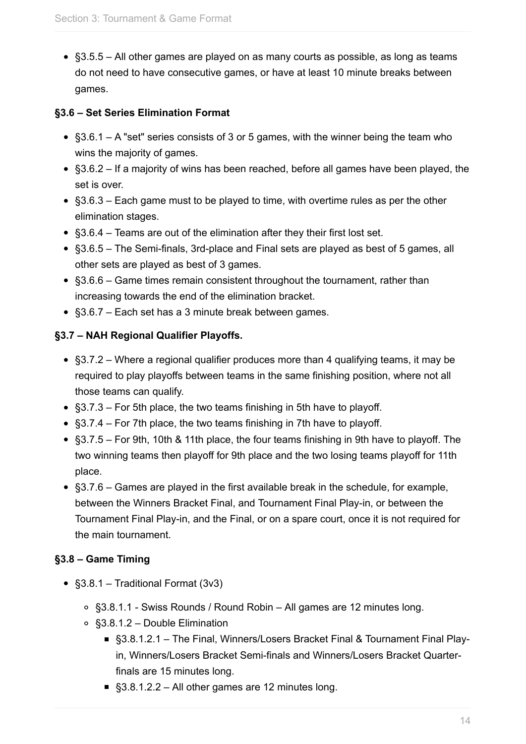- §3.5.5 – All other games are played on as many courts as possible, as long as teams do not need to have consecutive games, or have at least 10 minute breaks between games.

**§3.6 – Set Series Elimination Format**

- §3.6.1 – A "set" series consists of 3 or 5 games, with the winner being the team who wins the majority of games.
- §3.6.2 – If a majority of wins has been reached, before all games have been played, the set is over.
- §3.6.3 – Each game must to be played to time, with overtime rules as per the other elimination stages.
- §3.6.4 – Teams are out of the elimination after they their first lost set.
- §3.6.5 – The Semi-finals, 3rd-place and Final sets are played as best of 5 games, all other sets are played as best of 3 games.
- §3.6.6 – Game times remain consistent throughout the tournament, rather than increasing towards the end of the elimination bracket.
- §3.6.7 – Each set has a 3 minute break between games.

**§3.7 – NAH Regional Qualifier Playoffs.**

- §3.7.2 – Where a regional qualifier produces more than 4 qualifying teams, it may be required to play playoffs between teams in the same finishing position, where not all those teams can qualify.
- §3.7.3 – For 5th place, the two teams finishing in 5th have to playoff.
- §3.7.4 – For 7th place, the two teams finishing in 7th have to playoff.
- §3.7.5 – For 9th, 10th & 11th place, the four teams finishing in 9th have to playoff. The two winning teams then playoff for 9th place and the two losing teams playoff for 11th place.
- §3.7.6 – Games are played in the first available break in the schedule, for example, between the Winners Bracket Final, and Tournament Final Play-in, or between the Tournament Final Play-in, and the Final, or on a spare court, once it is not required for the main tournament.

**§3.8 – Game Timing**

- §3.8.1 – Traditional Format (3v3)
  - §3.8.1.1 - Swiss Rounds / Round Robin – All games are 12 minutes long.
  - §3.8.1.2 – Double Elimination
    - §3.8.1.2.1 – The Final, Winners/Losers Bracket Final & Tournament Final Play-in, Winners/Losers Bracket Semi-finals and Winners/Losers Bracket Quarter-finals are 15 minutes long.
    - §3.8.1.2.2 – All other games are 12 minutes long.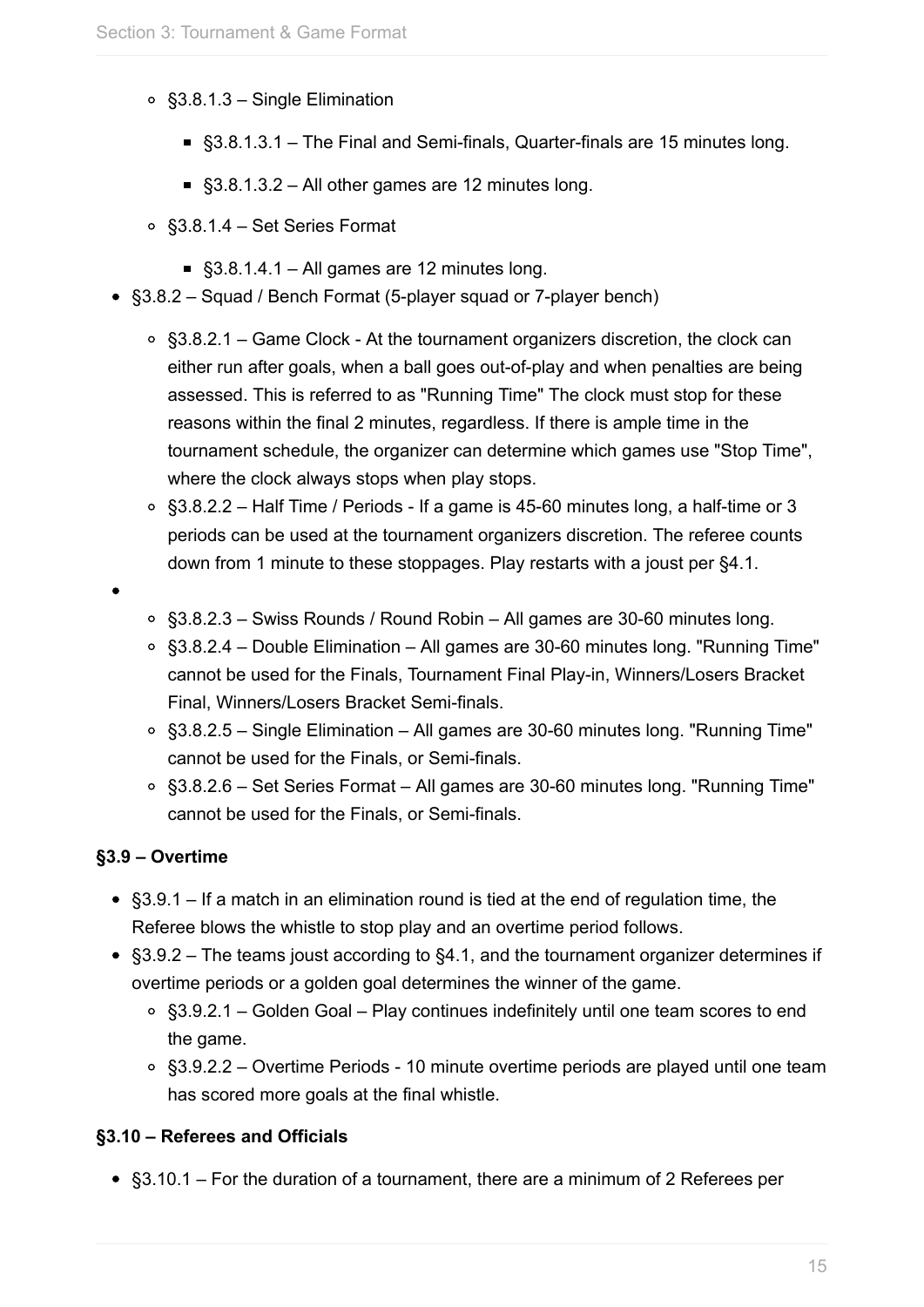- §3.8.1.3 – Single Elimination
    - §3.8.1.3.1 – The Final and Semi-finals, Quarter-finals are 15 minutes long.
    - §3.8.1.3.2 – All other games are 12 minutes long.
  - §3.8.1.4 – Set Series Format
    - §3.8.1.4.1 – All games are 12 minutes long.
- §3.8.2 – Squad / Bench Format (5-player squad or 7-player bench)
  - §3.8.2.1 – Game Clock - At the tournament organizers discretion, the clock can either run after goals, when a ball goes out-of-play and when penalties are being assessed. This is referred to as "Running Time" The clock must stop for these reasons within the final 2 minutes, regardless. If there is ample time in the tournament schedule, the organizer can determine which games use "Stop Time", where the clock always stops when play stops.
  - §3.8.2.2 – Half Time / Periods - If a game is 45-60 minutes long, a half-time or 3 periods can be used at the tournament organizers discretion. The referee counts down from 1 minute to these stoppages. Play restarts with a joust per §4.1.
- 
  - §3.8.2.3 – Swiss Rounds / Round Robin – All games are 30-60 minutes long.
  - §3.8.2.4 – Double Elimination – All games are 30-60 minutes long. "Running Time" cannot be used for the Finals, Tournament Final Play-in, Winners/Losers Bracket Final, Winners/Losers Bracket Semi-finals.
  - §3.8.2.5 – Single Elimination – All games are 30-60 minutes long. "Running Time" cannot be used for the Finals, or Semi-finals.
  - §3.8.2.6 – Set Series Format – All games are 30-60 minutes long. "Running Time" cannot be used for the Finals, or Semi-finals.

**§3.9 – Overtime**

- §3.9.1 – If a match in an elimination round is tied at the end of regulation time, the Referee blows the whistle to stop play and an overtime period follows.
- §3.9.2 – The teams joust according to §4.1, and the tournament organizer determines if overtime periods or a golden goal determines the winner of the game.
  - §3.9.2.1 – Golden Goal – Play continues indefinitely until one team scores to end the game.
  - §3.9.2.2 – Overtime Periods - 10 minute overtime periods are played until one team has scored more goals at the final whistle.

**§3.10 – Referees and Officials**

- §3.10.1 – For the duration of a tournament, there are a minimum of 2 Referees per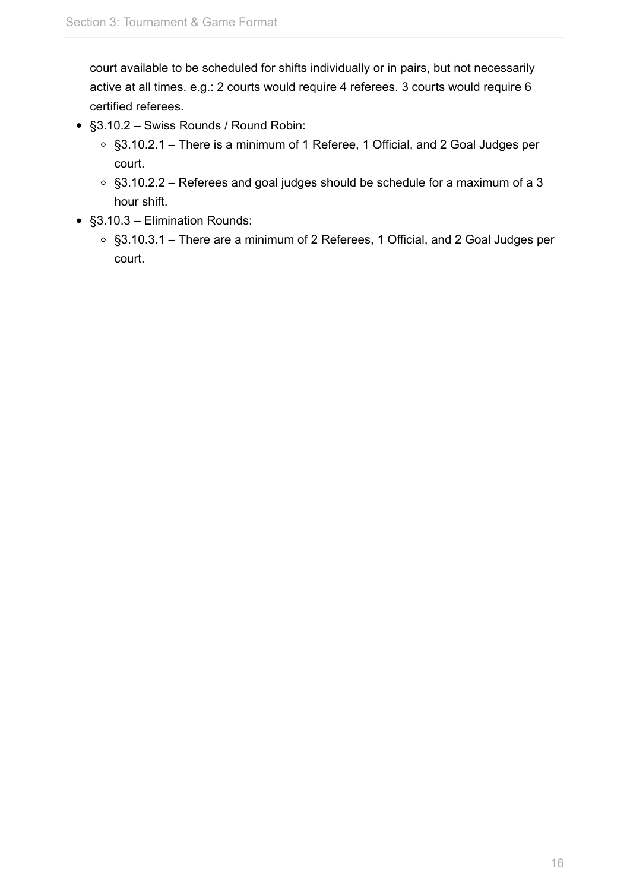court available to be scheduled for shifts individually or in pairs, but not necessarily active at all times. e.g.: 2 courts would require 4 referees. 3 courts would require 6 certified referees.

- §3.10.2 – Swiss Rounds / Round Robin:
  - §3.10.2.1 – There is a minimum of 1 Referee, 1 Official, and 2 Goal Judges per court.
  - §3.10.2.2 – Referees and goal judges should be schedule for a maximum of a 3 hour shift.
- §3.10.3 – Elimination Rounds:
  - §3.10.3.1 – There are a minimum of 2 Referees, 1 Official, and 2 Goal Judges per court.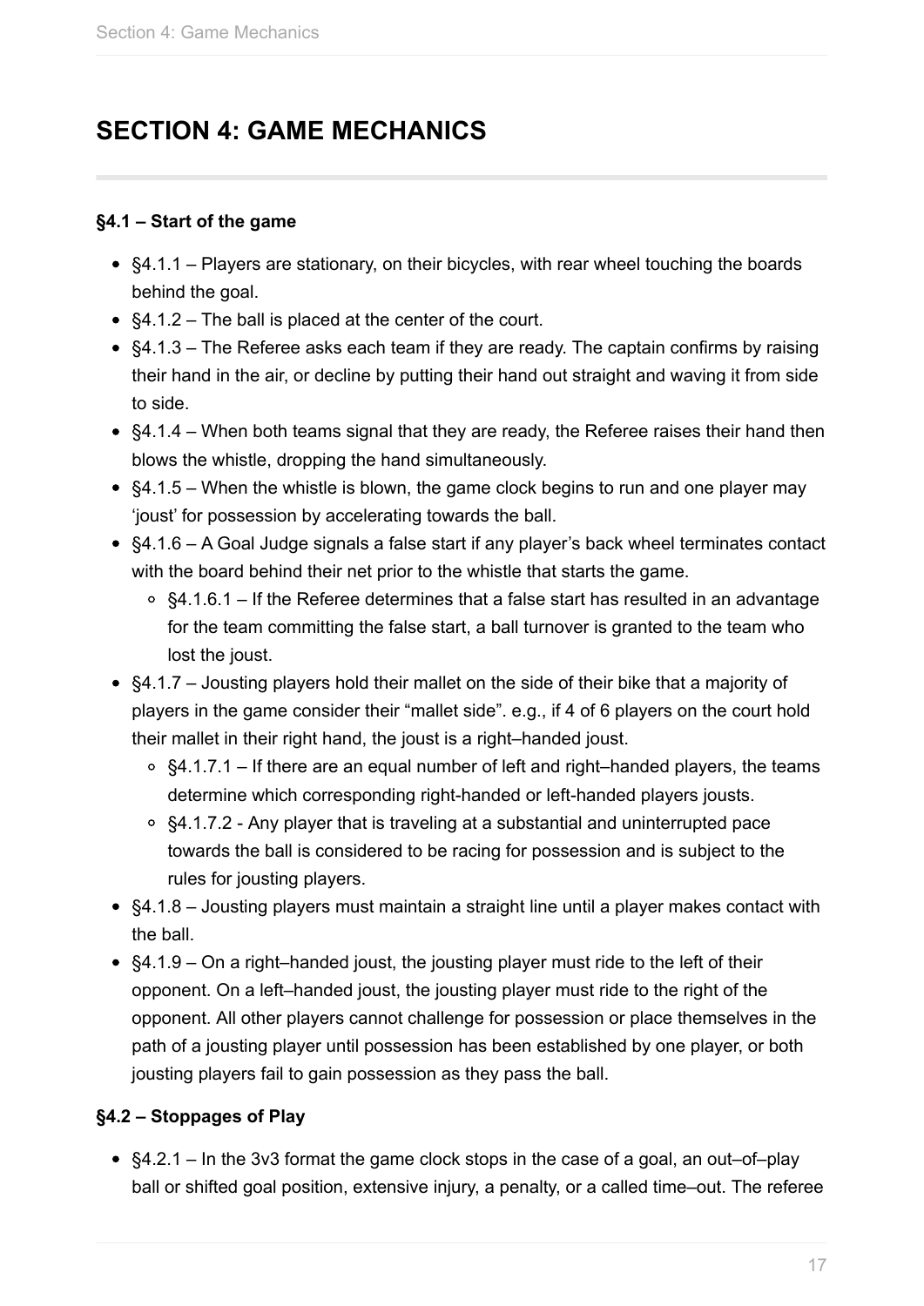# SECTION 4: GAME MECHANICS

**§4.1 – Start of the game**

- §4.1.1 – Players are stationary, on their bicycles, with rear wheel touching the boards behind the goal.
- §4.1.2 – The ball is placed at the center of the court.
- §4.1.3 – The Referee asks each team if they are ready. The captain confirms by raising their hand in the air, or decline by putting their hand out straight and waving it from side to side.
- §4.1.4 – When both teams signal that they are ready, the Referee raises their hand then blows the whistle, dropping the hand simultaneously.
- §4.1.5 – When the whistle is blown, the game clock begins to run and one player may 'joust' for possession by accelerating towards the ball.
- §4.1.6 – A Goal Judge signals a false start if any player's back wheel terminates contact with the board behind their net prior to the whistle that starts the game.
  - §4.1.6.1 – If the Referee determines that a false start has resulted in an advantage for the team committing the false start, a ball turnover is granted to the team who lost the joust.
- §4.1.7 – Jousting players hold their mallet on the side of their bike that a majority of players in the game consider their "mallet side". e.g., if 4 of 6 players on the court hold their mallet in their right hand, the joust is a right–handed joust.
  - §4.1.7.1 – If there are an equal number of left and right–handed players, the teams determine which corresponding right-handed or left-handed players jousts.
  - §4.1.7.2 - Any player that is traveling at a substantial and uninterrupted pace towards the ball is considered to be racing for possession and is subject to the rules for jousting players.
- §4.1.8 – Jousting players must maintain a straight line until a player makes contact with the ball.
- §4.1.9 – On a right–handed joust, the jousting player must ride to the left of their opponent. On a left–handed joust, the jousting player must ride to the right of the opponent. All other players cannot challenge for possession or place themselves in the path of a jousting player until possession has been established by one player, or both jousting players fail to gain possession as they pass the ball.

**§4.2 – Stoppages of Play**

- §4.2.1 – In the 3v3 format the game clock stops in the case of a goal, an out–of–play ball or shifted goal position, extensive injury, a penalty, or a called time–out. The referee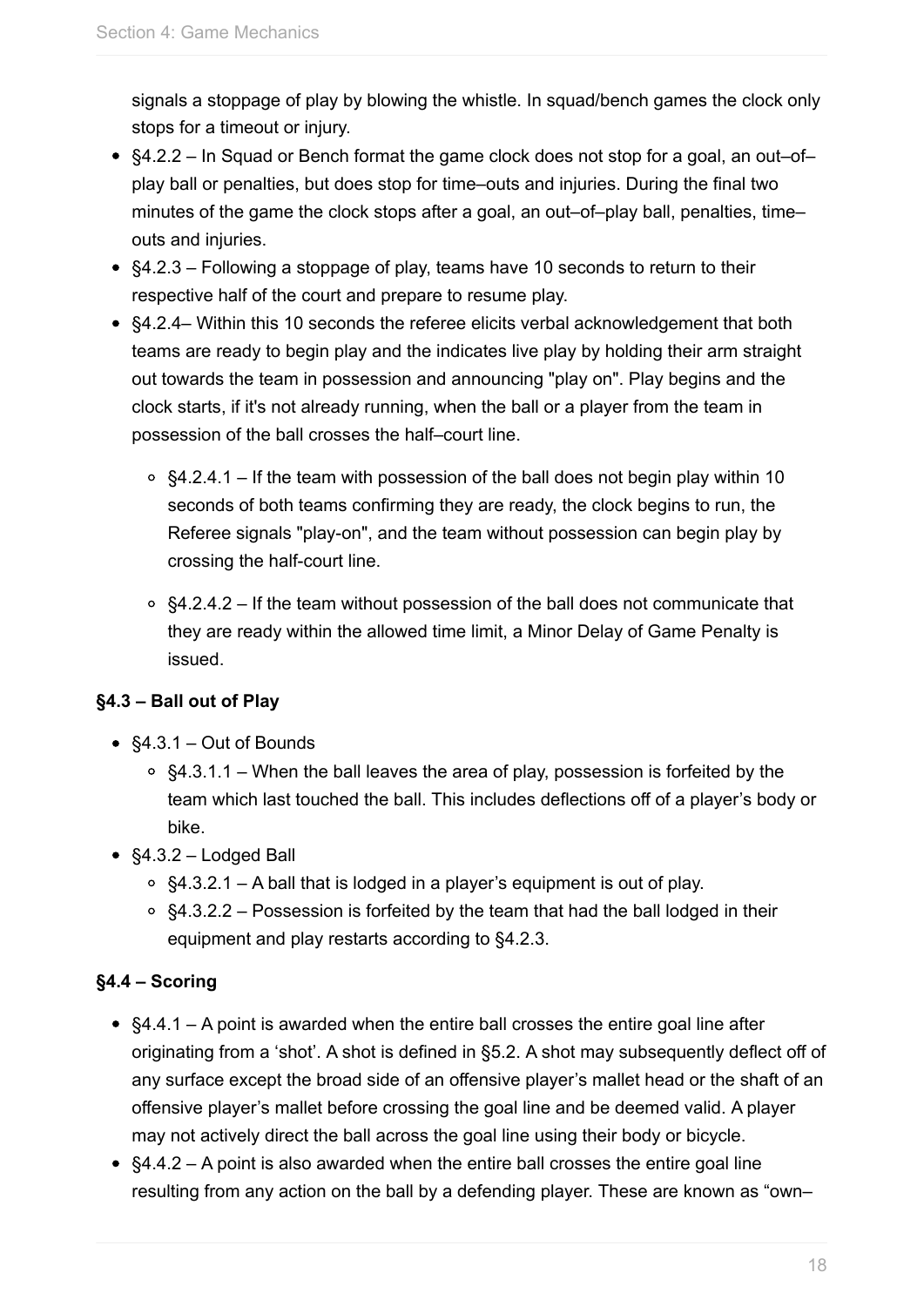signals a stoppage of play by blowing the whistle. In squad/bench games the clock only stops for a timeout or injury.

- §4.2.2 – In Squad or Bench format the game clock does not stop for a goal, an out–of–play ball or penalties, but does stop for time–outs and injuries. During the final two minutes of the game the clock stops after a goal, an out–of–play ball, penalties, time–outs and injuries.
- §4.2.3 – Following a stoppage of play, teams have 10 seconds to return to their respective half of the court and prepare to resume play.
- §4.2.4– Within this 10 seconds the referee elicits verbal acknowledgement that both teams are ready to begin play and the indicates live play by holding their arm straight out towards the team in possession and announcing "play on". Play begins and the clock starts, if it's not already running, when the ball or a player from the team in possession of the ball crosses the half–court line.
    - §4.2.4.1 – If the team with possession of the ball does not begin play within 10 seconds of both teams confirming they are ready, the clock begins to run, the Referee signals "play-on", and the team without possession can begin play by crossing the half-court line.
    - §4.2.4.2 – If the team without possession of the ball does not communicate that they are ready within the allowed time limit, a Minor Delay of Game Penalty is issued.

**§4.3 – Ball out of Play**

- §4.3.1 – Out of Bounds
    - §4.3.1.1 – When the ball leaves the area of play, possession is forfeited by the team which last touched the ball. This includes deflections off of a player's body or bike.
- §4.3.2 – Lodged Ball
    - §4.3.2.1 – A ball that is lodged in a player's equipment is out of play.
    - §4.3.2.2 – Possession is forfeited by the team that had the ball lodged in their equipment and play restarts according to §4.2.3.

**§4.4 – Scoring**

- §4.4.1 – A point is awarded when the entire ball crosses the entire goal line after originating from a 'shot'. A shot is defined in §5.2. A shot may subsequently deflect off of any surface except the broad side of an offensive player's mallet head or the shaft of an offensive player's mallet before crossing the goal line and be deemed valid. A player may not actively direct the ball across the goal line using their body or bicycle.
- §4.4.2 – A point is also awarded when the entire ball crosses the entire goal line resulting from any action on the ball by a defending player. These are known as "own–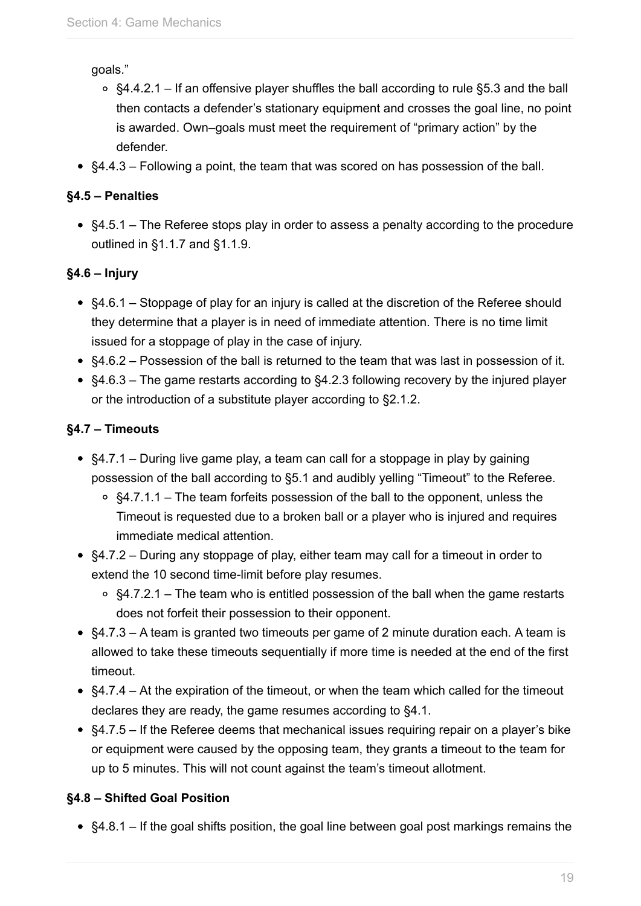goals."

  - §4.4.2.1 – If an offensive player shuffles the ball according to rule §5.3 and the ball then contacts a defender's stationary equipment and crosses the goal line, no point is awarded. Own–goals must meet the requirement of "primary action" by the defender.
- §4.4.3 – Following a point, the team that was scored on has possession of the ball.

**§4.5 – Penalties**

- §4.5.1 – The Referee stops play in order to assess a penalty according to the procedure outlined in §1.1.7 and §1.1.9.

**§4.6 – Injury**

- §4.6.1 – Stoppage of play for an injury is called at the discretion of the Referee should they determine that a player is in need of immediate attention. There is no time limit issued for a stoppage of play in the case of injury.
- §4.6.2 – Possession of the ball is returned to the team that was last in possession of it.
- §4.6.3 – The game restarts according to §4.2.3 following recovery by the injured player or the introduction of a substitute player according to §2.1.2.

**§4.7 – Timeouts**

- §4.7.1 – During live game play, a team can call for a stoppage in play by gaining possession of the ball according to §5.1 and audibly yelling "Timeout" to the Referee.
  - §4.7.1.1 – The team forfeits possession of the ball to the opponent, unless the Timeout is requested due to a broken ball or a player who is injured and requires immediate medical attention.
- §4.7.2 – During any stoppage of play, either team may call for a timeout in order to extend the 10 second time-limit before play resumes.
  - §4.7.2.1 – The team who is entitled possession of the ball when the game restarts does not forfeit their possession to their opponent.
- §4.7.3 – A team is granted two timeouts per game of 2 minute duration each. A team is allowed to take these timeouts sequentially if more time is needed at the end of the first timeout.
- §4.7.4 – At the expiration of the timeout, or when the team which called for the timeout declares they are ready, the game resumes according to §4.1.
- §4.7.5 – If the Referee deems that mechanical issues requiring repair on a player's bike or equipment were caused by the opposing team, they grants a timeout to the team for up to 5 minutes. This will not count against the team's timeout allotment.

**§4.8 – Shifted Goal Position**

- §4.8.1 – If the goal shifts position, the goal line between goal post markings remains the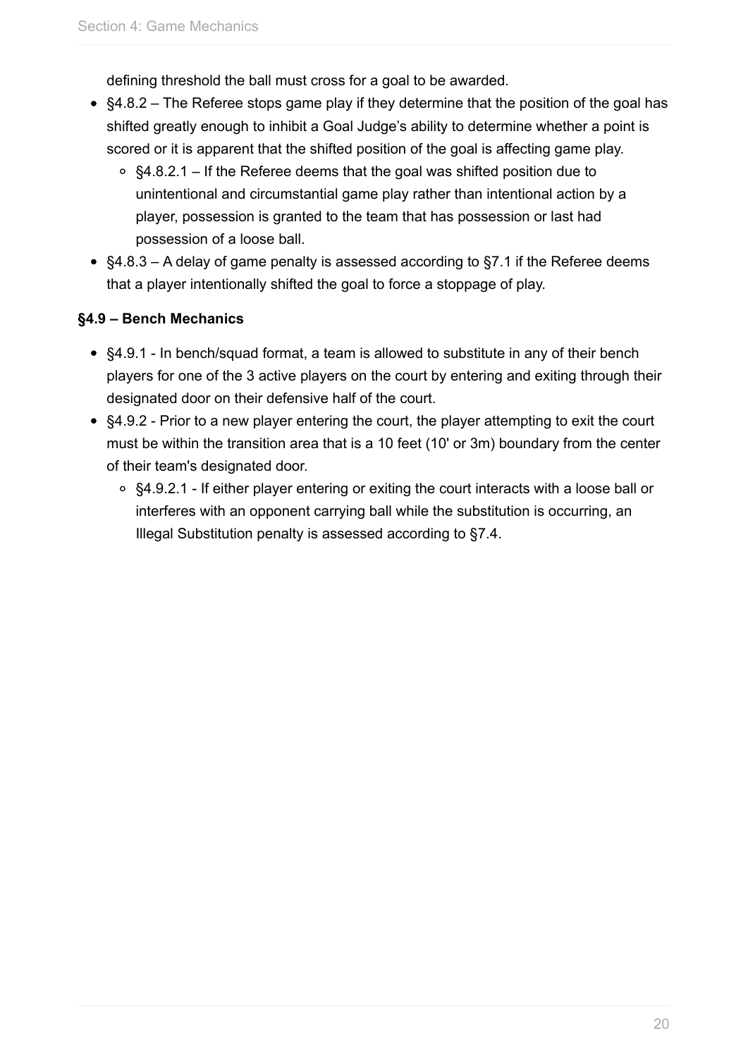defining threshold the ball must cross for a goal to be awarded.

- §4.8.2 – The Referee stops game play if they determine that the position of the goal has shifted greatly enough to inhibit a Goal Judge's ability to determine whether a point is scored or it is apparent that the shifted position of the goal is affecting game play.
  - §4.8.2.1 – If the Referee deems that the goal was shifted position due to unintentional and circumstantial game play rather than intentional action by a player, possession is granted to the team that has possession or last had possession of a loose ball.
- §4.8.3 – A delay of game penalty is assessed according to §7.1 if the Referee deems that a player intentionally shifted the goal to force a stoppage of play.

**§4.9 – Bench Mechanics**

- §4.9.1 - In bench/squad format, a team is allowed to substitute in any of their bench players for one of the 3 active players on the court by entering and exiting through their designated door on their defensive half of the court.
- §4.9.2 - Prior to a new player entering the court, the player attempting to exit the court must be within the transition area that is a 10 feet (10' or 3m) boundary from the center of their team's designated door.
  - §4.9.2.1 - If either player entering or exiting the court interacts with a loose ball or interferes with an opponent carrying ball while the substitution is occurring, an Illegal Substitution penalty is assessed according to §7.4.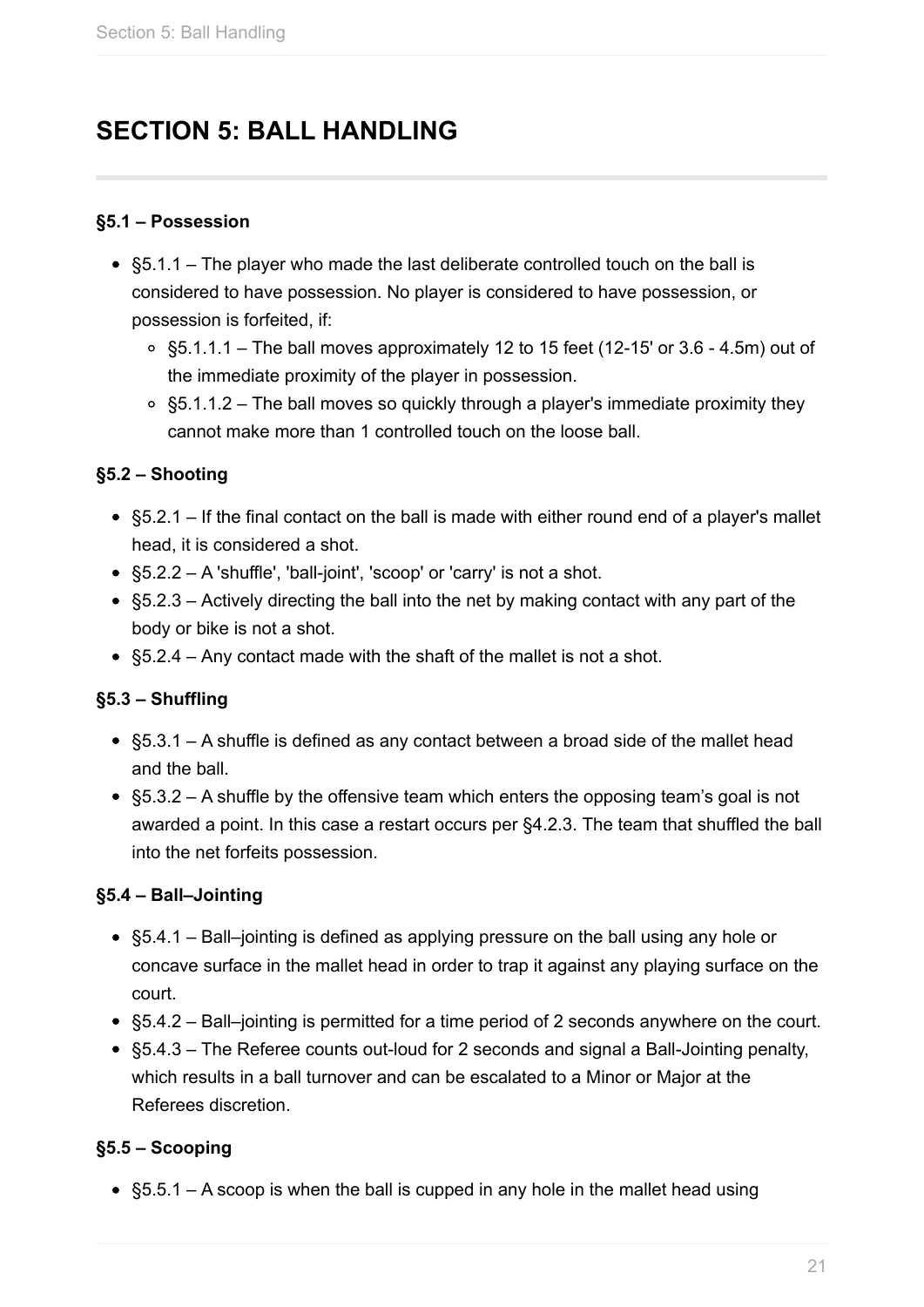# SECTION 5: BALL HANDLING

### §5.1 – Possession

- §5.1.1 – The player who made the last deliberate controlled touch on the ball is considered to have possession. No player is considered to have possession, or possession is forfeited, if:
  - §5.1.1.1 – The ball moves approximately 12 to 15 feet (12-15' or 3.6 - 4.5m) out of the immediate proximity of the player in possession.
  - §5.1.1.2 – The ball moves so quickly through a player's immediate proximity they cannot make more than 1 controlled touch on the loose ball.

### §5.2 – Shooting

- §5.2.1 – If the final contact on the ball is made with either round end of a player's mallet head, it is considered a shot.
- §5.2.2 – A 'shuffle', 'ball-joint', 'scoop' or 'carry' is not a shot.
- §5.2.3 – Actively directing the ball into the net by making contact with any part of the body or bike is not a shot.
- §5.2.4 – Any contact made with the shaft of the mallet is not a shot.

### §5.3 – Shuffling

- §5.3.1 – A shuffle is defined as any contact between a broad side of the mallet head and the ball.
- §5.3.2 – A shuffle by the offensive team which enters the opposing team’s goal is not awarded a point. In this case a restart occurs per §4.2.3. The team that shuffled the ball into the net forfeits possession.

### §5.4 – Ball–Jointing

- §5.4.1 – Ball–jointing is defined as applying pressure on the ball using any hole or concave surface in the mallet head in order to trap it against any playing surface on the court.
- §5.4.2 – Ball–jointing is permitted for a time period of 2 seconds anywhere on the court.
- §5.4.3 – The Referee counts out-loud for 2 seconds and signal a Ball-Jointing penalty, which results in a ball turnover and can be escalated to a Minor or Major at the Referees discretion.

### §5.5 – Scooping

- §5.5.1 – A scoop is when the ball is cupped in any hole in the mallet head using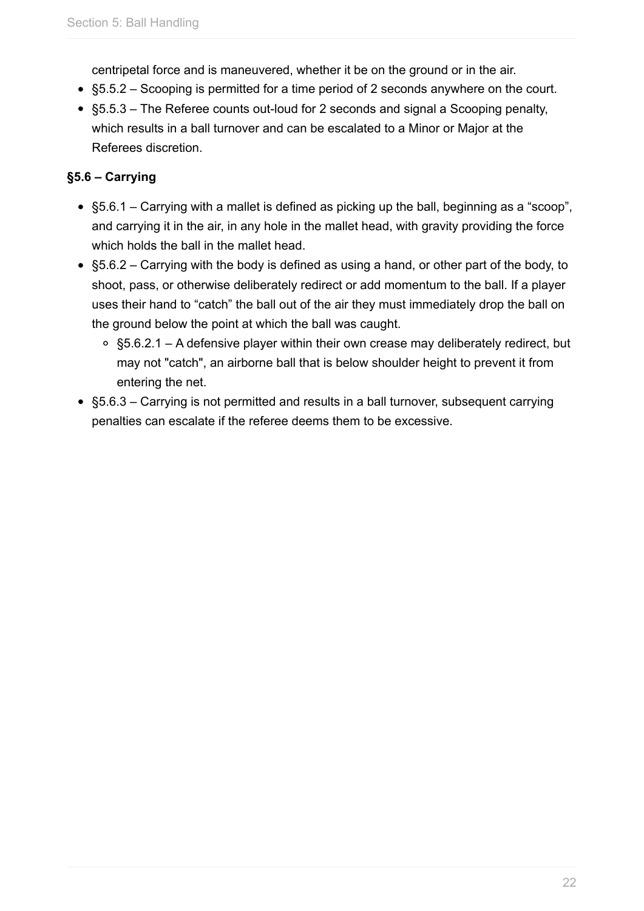centripetal force and is maneuvered, whether it be on the ground or in the air.

- §5.5.2 – Scooping is permitted for a time period of 2 seconds anywhere on the court.
- §5.5.3 – The Referee counts out-loud for 2 seconds and signal a Scooping penalty, which results in a ball turnover and can be escalated to a Minor or Major at the Referees discretion.

### §5.6 – Carrying

- §5.6.1 – Carrying with a mallet is defined as picking up the ball, beginning as a “scoop”, and carrying it in the air, in any hole in the mallet head, with gravity providing the force which holds the ball in the mallet head.
- §5.6.2 – Carrying with the body is defined as using a hand, or other part of the body, to shoot, pass, or otherwise deliberately redirect or add momentum to the ball. If a player uses their hand to “catch” the ball out of the air they must immediately drop the ball on the ground below the point at which the ball was caught.
  - §5.6.2.1 – A defensive player within their own crease may deliberately redirect, but may not "catch", an airborne ball that is below shoulder height to prevent it from entering the net.
- §5.6.3 – Carrying is not permitted and results in a ball turnover, subsequent carrying penalties can escalate if the referee deems them to be excessive.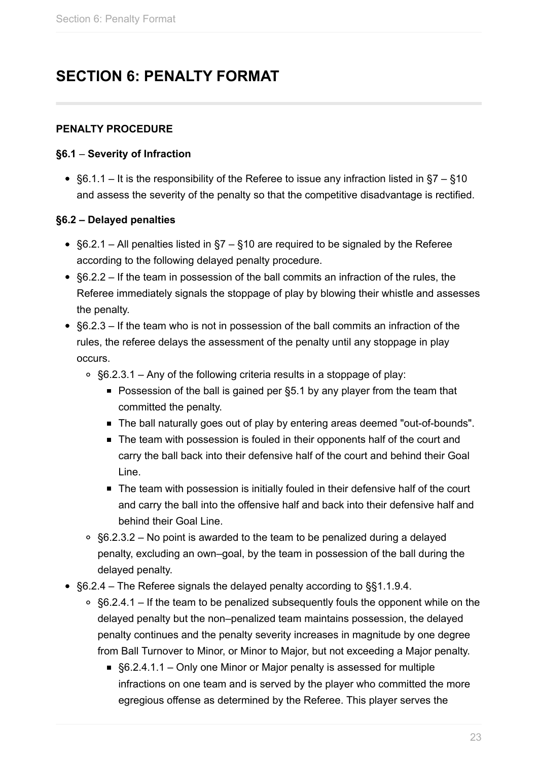# SECTION 6: PENALTY FORMAT

**PENALTY PROCEDURE**

**§6.1** – **Severity of Infraction**

- §6.1.1 – It is the responsibility of the Referee to issue any infraction listed in §7 – §10 and assess the severity of the penalty so that the competitive disadvantage is rectified.

**§6.2 – Delayed penalties**

- §6.2.1 – All penalties listed in §7 – §10 are required to be signaled by the Referee according to the following delayed penalty procedure.
- §6.2.2 – If the team in possession of the ball commits an infraction of the rules, the Referee immediately signals the stoppage of play by blowing their whistle and assesses the penalty.
- §6.2.3 – If the team who is not in possession of the ball commits an infraction of the rules, the referee delays the assessment of the penalty until any stoppage in play occurs.
  - §6.2.3.1 – Any of the following criteria results in a stoppage of play:
    - Possession of the ball is gained per §5.1 by any player from the team that committed the penalty.
    - The ball naturally goes out of play by entering areas deemed "out-of-bounds".
    - The team with possession is fouled in their opponents half of the court and carry the ball back into their defensive half of the court and behind their Goal Line.
    - The team with possession is initially fouled in their defensive half of the court and carry the ball into the offensive half and back into their defensive half and behind their Goal Line.
  - §6.2.3.2 – No point is awarded to the team to be penalized during a delayed penalty, excluding an own–goal, by the team in possession of the ball during the delayed penalty.
- §6.2.4 – The Referee signals the delayed penalty according to §§1.1.9.4.
  - §6.2.4.1 – If the team to be penalized subsequently fouls the opponent while on the delayed penalty but the non–penalized team maintains possession, the delayed penalty continues and the penalty severity increases in magnitude by one degree from Ball Turnover to Minor, or Minor to Major, but not exceeding a Major penalty.
    - §6.2.4.1.1 – Only one Minor or Major penalty is assessed for multiple infractions on one team and is served by the player who committed the more egregious offense as determined by the Referee. This player serves the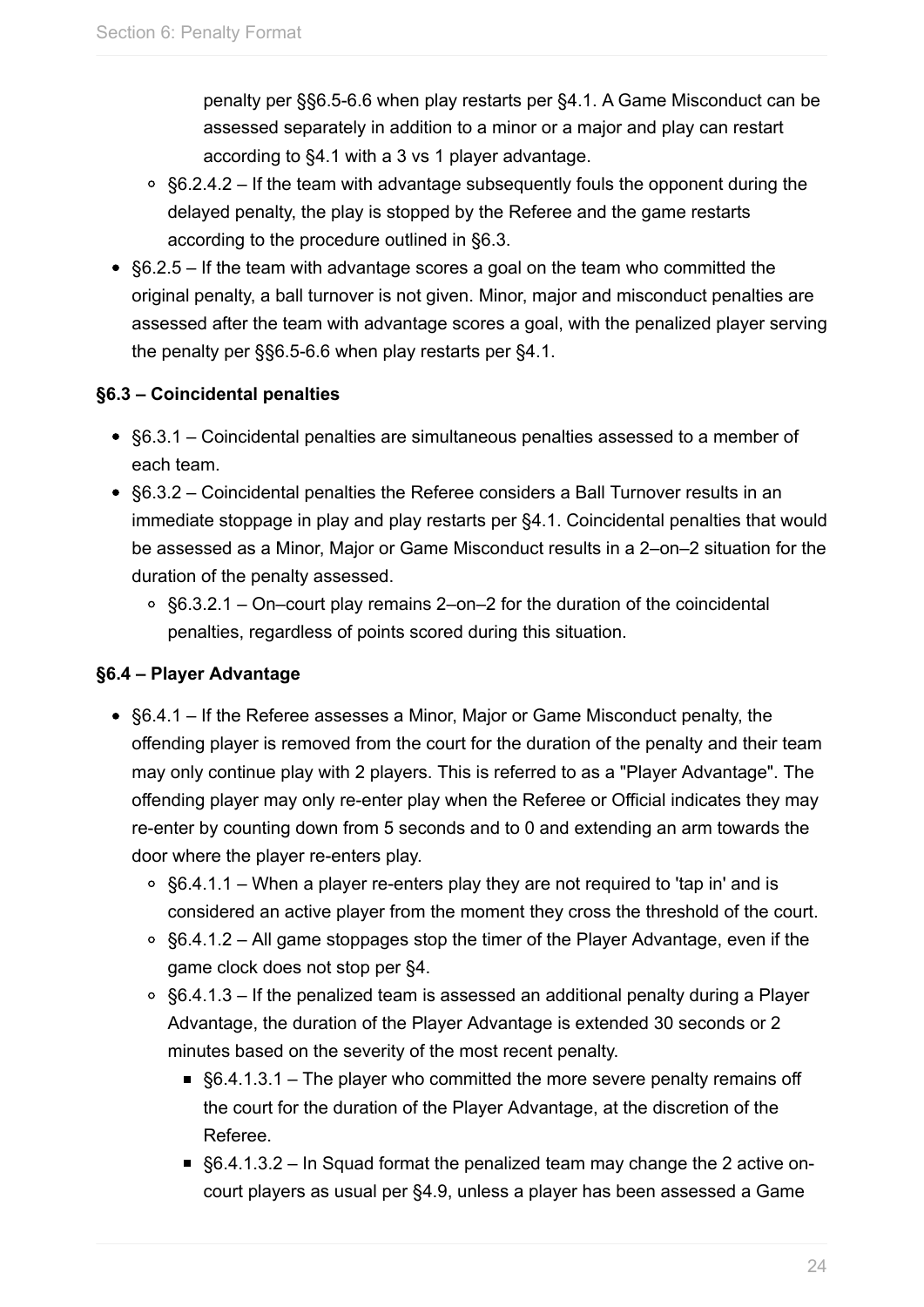penalty per §§6.5-6.6 when play restarts per §4.1. A Game Misconduct can be assessed separately in addition to a minor or a major and play can restart according to §4.1 with a 3 vs 1 player advantage.
  - §6.2.4.2 – If the team with advantage subsequently fouls the opponent during the delayed penalty, the play is stopped by the Referee and the game restarts according to the procedure outlined in §6.3.
- §6.2.5 – If the team with advantage scores a goal on the team who committed the original penalty, a ball turnover is not given. Minor, major and misconduct penalties are assessed after the team with advantage scores a goal, with the penalized player serving the penalty per §§6.5-6.6 when play restarts per §4.1.

**§6.3 – Coincidental penalties**

- §6.3.1 – Coincidental penalties are simultaneous penalties assessed to a member of each team.
- §6.3.2 – Coincidental penalties the Referee considers a Ball Turnover results in an immediate stoppage in play and play restarts per §4.1. Coincidental penalties that would be assessed as a Minor, Major or Game Misconduct results in a 2–on–2 situation for the duration of the penalty assessed.
  - §6.3.2.1 – On–court play remains 2–on–2 for the duration of the coincidental penalties, regardless of points scored during this situation.

**§6.4 – Player Advantage**

- §6.4.1 – If the Referee assesses a Minor, Major or Game Misconduct penalty, the offending player is removed from the court for the duration of the penalty and their team may only continue play with 2 players. This is referred to as a "Player Advantage". The offending player may only re-enter play when the Referee or Official indicates they may re-enter by counting down from 5 seconds and to 0 and extending an arm towards the door where the player re-enters play.
  - §6.4.1.1 – When a player re-enters play they are not required to 'tap in' and is considered an active player from the moment they cross the threshold of the court.
  - §6.4.1.2 – All game stoppages stop the timer of the Player Advantage, even if the game clock does not stop per §4.
  - §6.4.1.3 – If the penalized team is assessed an additional penalty during a Player Advantage, the duration of the Player Advantage is extended 30 seconds or 2 minutes based on the severity of the most recent penalty.
    - §6.4.1.3.1 – The player who committed the more severe penalty remains off the court for the duration of the Player Advantage, at the discretion of the Referee.
    - §6.4.1.3.2 – In Squad format the penalized team may change the 2 active on-court players as usual per §4.9, unless a player has been assessed a Game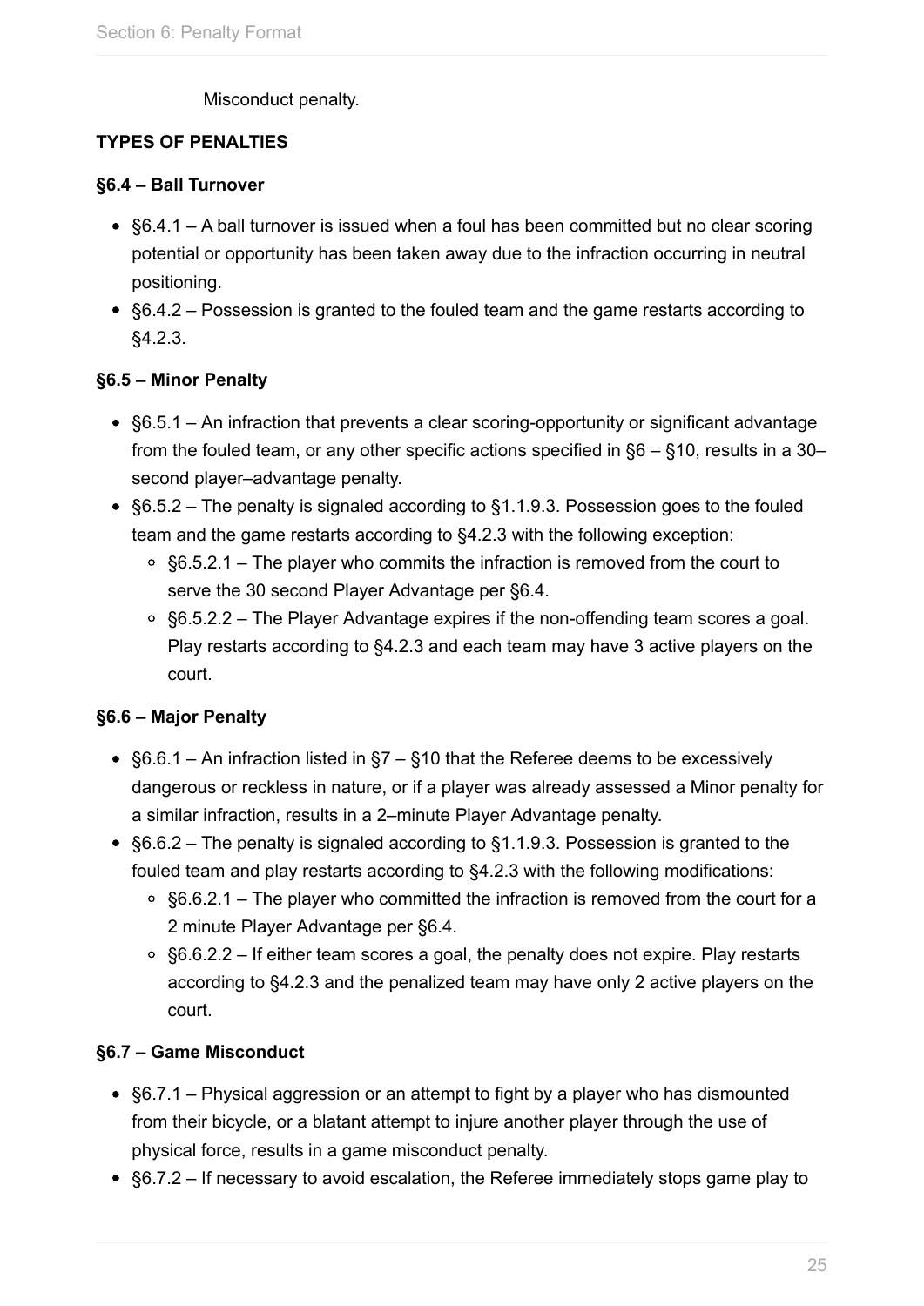Misconduct penalty.

**TYPES OF PENALTIES**

**§6.4 – Ball Turnover**

- §6.4.1 – A ball turnover is issued when a foul has been committed but no clear scoring potential or opportunity has been taken away due to the infraction occurring in neutral positioning.
- §6.4.2 – Possession is granted to the fouled team and the game restarts according to §4.2.3.

**§6.5 – Minor Penalty**

- §6.5.1 – An infraction that prevents a clear scoring-opportunity or significant advantage from the fouled team, or any other specific actions specified in §6 – §10, results in a 30–second player–advantage penalty.
- §6.5.2 – The penalty is signaled according to §1.1.9.3. Possession goes to the fouled team and the game restarts according to §4.2.3 with the following exception:
  - §6.5.2.1 – The player who commits the infraction is removed from the court to serve the 30 second Player Advantage per §6.4.
  - §6.5.2.2 – The Player Advantage expires if the non-offending team scores a goal. Play restarts according to §4.2.3 and each team may have 3 active players on the court.

**§6.6 – Major Penalty**

- §6.6.1 – An infraction listed in §7 – §10 that the Referee deems to be excessively dangerous or reckless in nature, or if a player was already assessed a Minor penalty for a similar infraction, results in a 2–minute Player Advantage penalty.
- §6.6.2 – The penalty is signaled according to §1.1.9.3. Possession is granted to the fouled team and play restarts according to §4.2.3 with the following modifications:
  - §6.6.2.1 – The player who committed the infraction is removed from the court for a 2 minute Player Advantage per §6.4.
  - §6.6.2.2 – If either team scores a goal, the penalty does not expire. Play restarts according to §4.2.3 and the penalized team may have only 2 active players on the court.

**§6.7 – Game Misconduct**

- §6.7.1 – Physical aggression or an attempt to fight by a player who has dismounted from their bicycle, or a blatant attempt to injure another player through the use of physical force, results in a game misconduct penalty.
- §6.7.2 – If necessary to avoid escalation, the Referee immediately stops game play to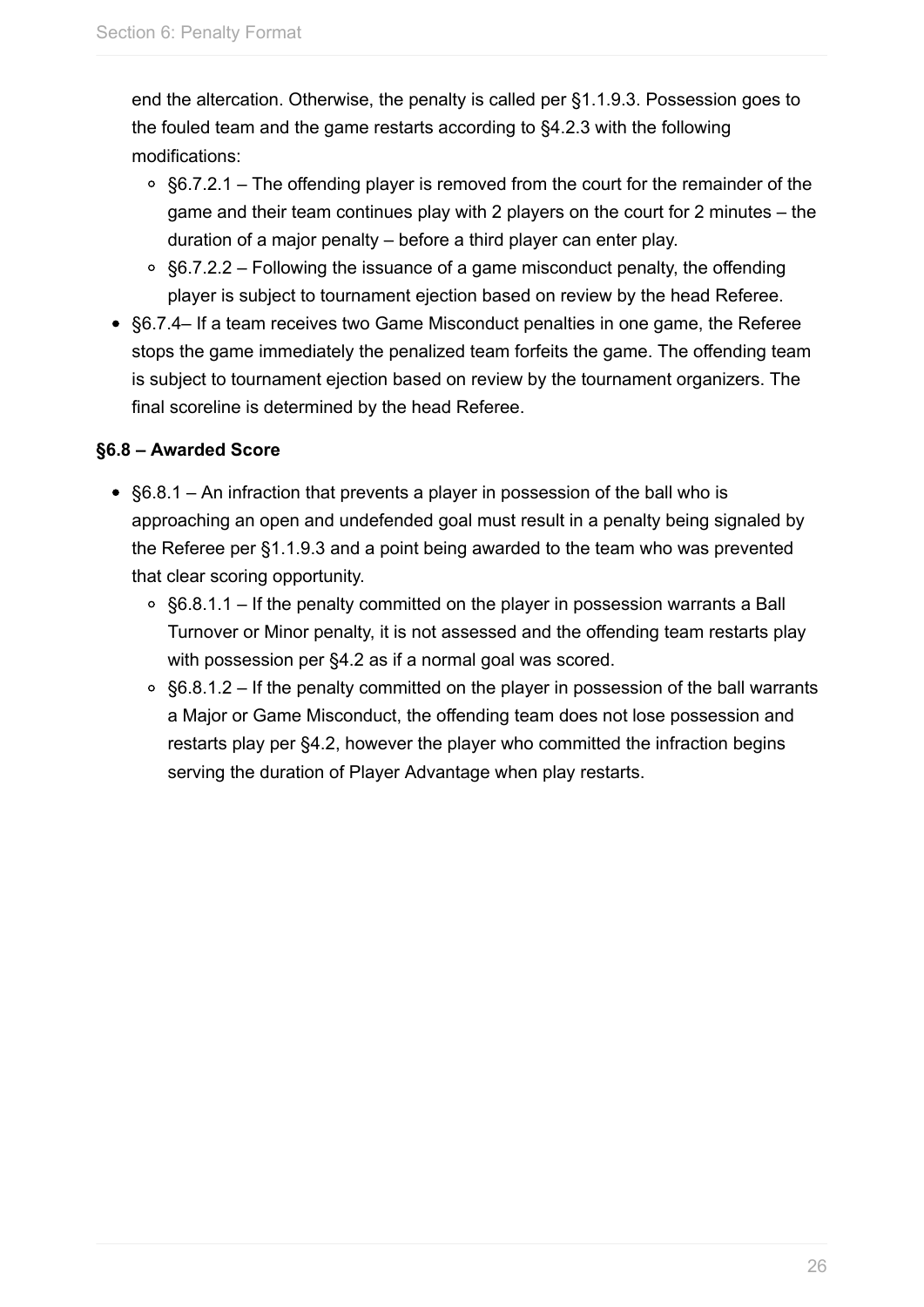end the altercation. Otherwise, the penalty is called per §1.1.9.3. Possession goes to the fouled team and the game restarts according to §4.2.3 with the following modifications:

  - §6.7.2.1 – The offending player is removed from the court for the remainder of the game and their team continues play with 2 players on the court for 2 minutes – the duration of a major penalty – before a third player can enter play.
  - §6.7.2.2 – Following the issuance of a game misconduct penalty, the offending player is subject to tournament ejection based on review by the head Referee.

- §6.7.4– If a team receives two Game Misconduct penalties in one game, the Referee stops the game immediately the penalized team forfeits the game. The offending team is subject to tournament ejection based on review by the tournament organizers. The final scoreline is determined by the head Referee.

**§6.8 – Awarded Score**

- §6.8.1 – An infraction that prevents a player in possession of the ball who is approaching an open and undefended goal must result in a penalty being signaled by the Referee per §1.1.9.3 and a point being awarded to the team who was prevented that clear scoring opportunity.
  - §6.8.1.1 – If the penalty committed on the player in possession warrants a Ball Turnover or Minor penalty, it is not assessed and the offending team restarts play with possession per §4.2 as if a normal goal was scored.
  - §6.8.1.2 – If the penalty committed on the player in possession of the ball warrants a Major or Game Misconduct, the offending team does not lose possession and restarts play per §4.2, however the player who committed the infraction begins serving the duration of Player Advantage when play restarts.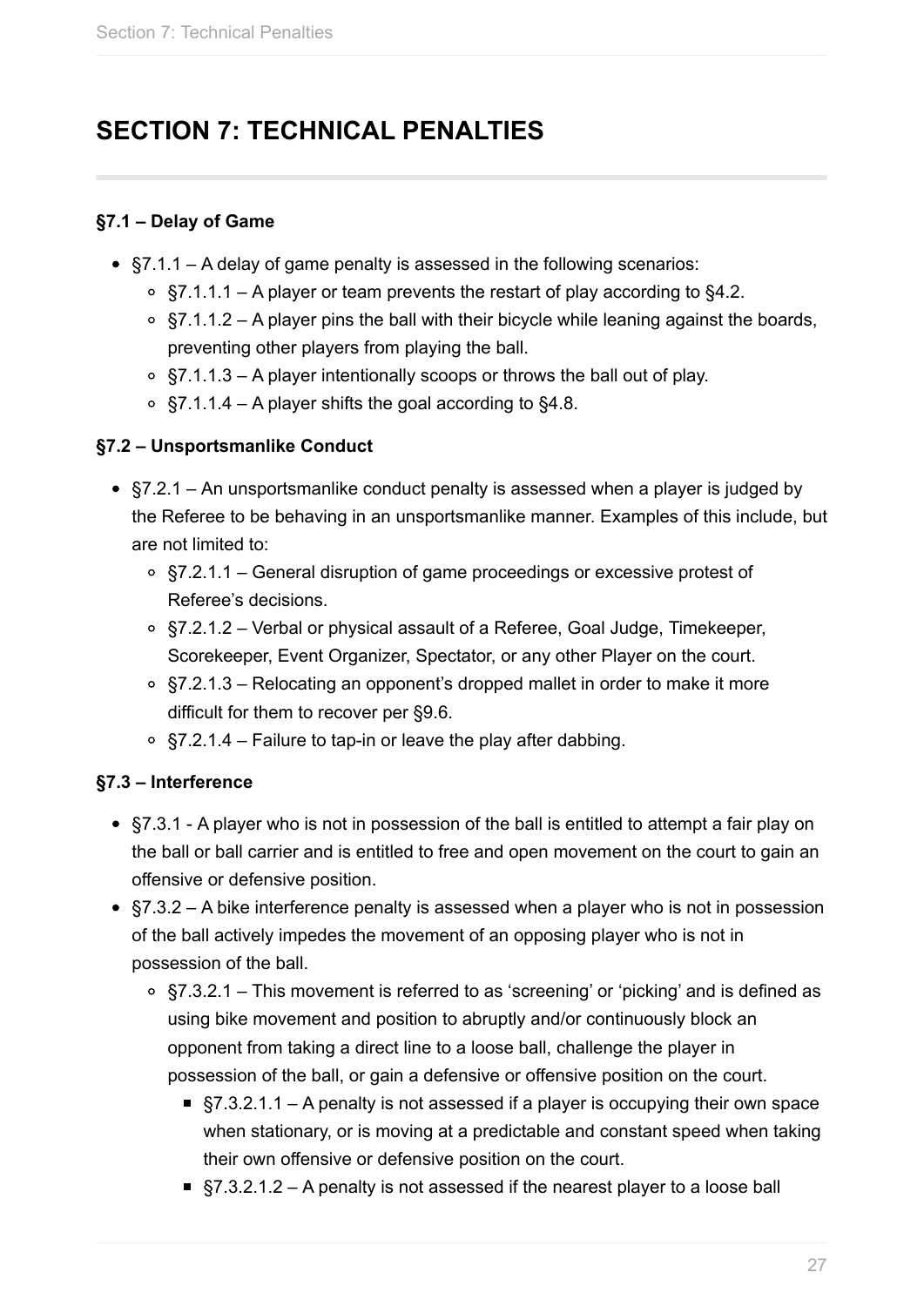# SECTION 7: TECHNICAL PENALTIES

### §7.1 – Delay of Game

- §7.1.1 – A delay of game penalty is assessed in the following scenarios:
  - §7.1.1.1 – A player or team prevents the restart of play according to §4.2.
  - §7.1.1.2 – A player pins the ball with their bicycle while leaning against the boards, preventing other players from playing the ball.
  - §7.1.1.3 – A player intentionally scoops or throws the ball out of play.
  - §7.1.1.4 – A player shifts the goal according to §4.8.

### §7.2 – Unsportsmanlike Conduct

- §7.2.1 – An unsportsmanlike conduct penalty is assessed when a player is judged by the Referee to be behaving in an unsportsmanlike manner. Examples of this include, but are not limited to:
  - §7.2.1.1 – General disruption of game proceedings or excessive protest of Referee's decisions.
  - §7.2.1.2 – Verbal or physical assault of a Referee, Goal Judge, Timekeeper, Scorekeeper, Event Organizer, Spectator, or any other Player on the court.
  - §7.2.1.3 – Relocating an opponent's dropped mallet in order to make it more difficult for them to recover per §9.6.
  - §7.2.1.4 – Failure to tap-in or leave the play after dabbing.

### §7.3 – Interference

- §7.3.1 - A player who is not in possession of the ball is entitled to attempt a fair play on the ball or ball carrier and is entitled to free and open movement on the court to gain an offensive or defensive position.
- §7.3.2 – A bike interference penalty is assessed when a player who is not in possession of the ball actively impedes the movement of an opposing player who is not in possession of the ball.
  - §7.3.2.1 – This movement is referred to as 'screening' or 'picking' and is defined as using bike movement and position to abruptly and/or continuously block an opponent from taking a direct line to a loose ball, challenge the player in possession of the ball, or gain a defensive or offensive position on the court.
    - §7.3.2.1.1 – A penalty is not assessed if a player is occupying their own space when stationary, or is moving at a predictable and constant speed when taking their own offensive or defensive position on the court.
    - §7.3.2.1.2 – A penalty is not assessed if the nearest player to a loose ball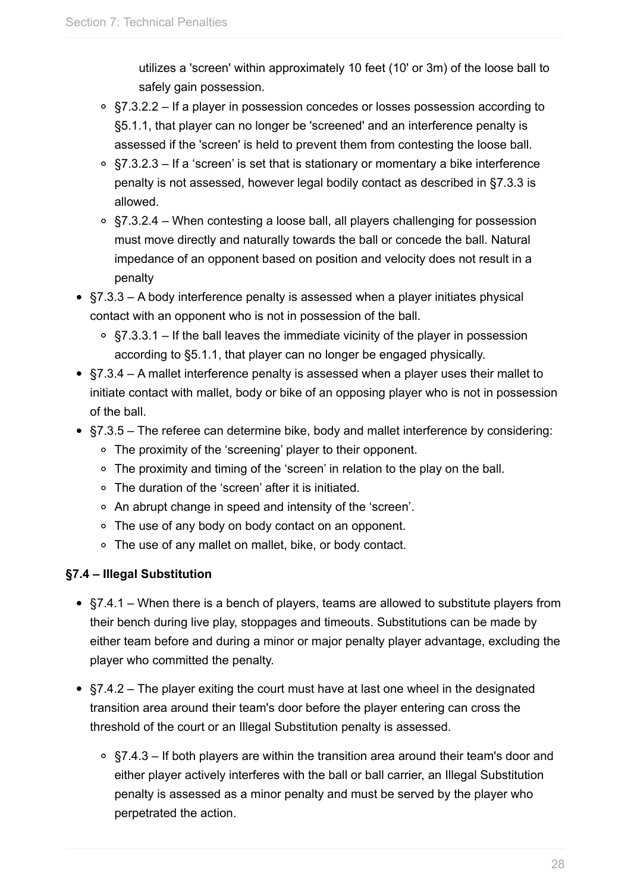utilizes a 'screen' within approximately 10 feet (10' or 3m) of the loose ball to safely gain possession.

  - §7.3.2.2 – If a player in possession concedes or losses possession according to §5.1.1, that player can no longer be 'screened' and an interference penalty is assessed if the 'screen' is held to prevent them from contesting the loose ball.
  - §7.3.2.3 – If a 'screen' is set that is stationary or momentary a bike interference penalty is not assessed, however legal bodily contact as described in §7.3.3 is allowed.
  - §7.3.2.4 – When contesting a loose ball, all players challenging for possession must move directly and naturally towards the ball or concede the ball. Natural impedance of an opponent based on position and velocity does not result in a penalty
- §7.3.3 – A body interference penalty is assessed when a player initiates physical contact with an opponent who is not in possession of the ball.
  - §7.3.3.1 – If the ball leaves the immediate vicinity of the player in possession according to §5.1.1, that player can no longer be engaged physically.
- §7.3.4 – A mallet interference penalty is assessed when a player uses their mallet to initiate contact with mallet, body or bike of an opposing player who is not in possession of the ball.
- §7.3.5 – The referee can determine bike, body and mallet interference by considering:
  - The proximity of the 'screening' player to their opponent.
  - The proximity and timing of the 'screen' in relation to the play on the ball.
  - The duration of the 'screen' after it is initiated.
  - An abrupt change in speed and intensity of the 'screen'.
  - The use of any body on body contact on an opponent.
  - The use of any mallet on mallet, bike, or body contact.

**§7.4 – Illegal Substitution**

- §7.4.1 – When there is a bench of players, teams are allowed to substitute players from their bench during live play, stoppages and timeouts. Substitutions can be made by either team before and during a minor or major penalty player advantage, excluding the player who committed the penalty.
- §7.4.2 – The player exiting the court must have at last one wheel in the designated transition area around their team's door before the player entering can cross the threshold of the court or an Illegal Substitution penalty is assessed.
  - §7.4.3 – If both players are within the transition area around their team's door and either player actively interferes with the ball or ball carrier, an Illegal Substitution penalty is assessed as a minor penalty and must be served by the player who perpetrated the action.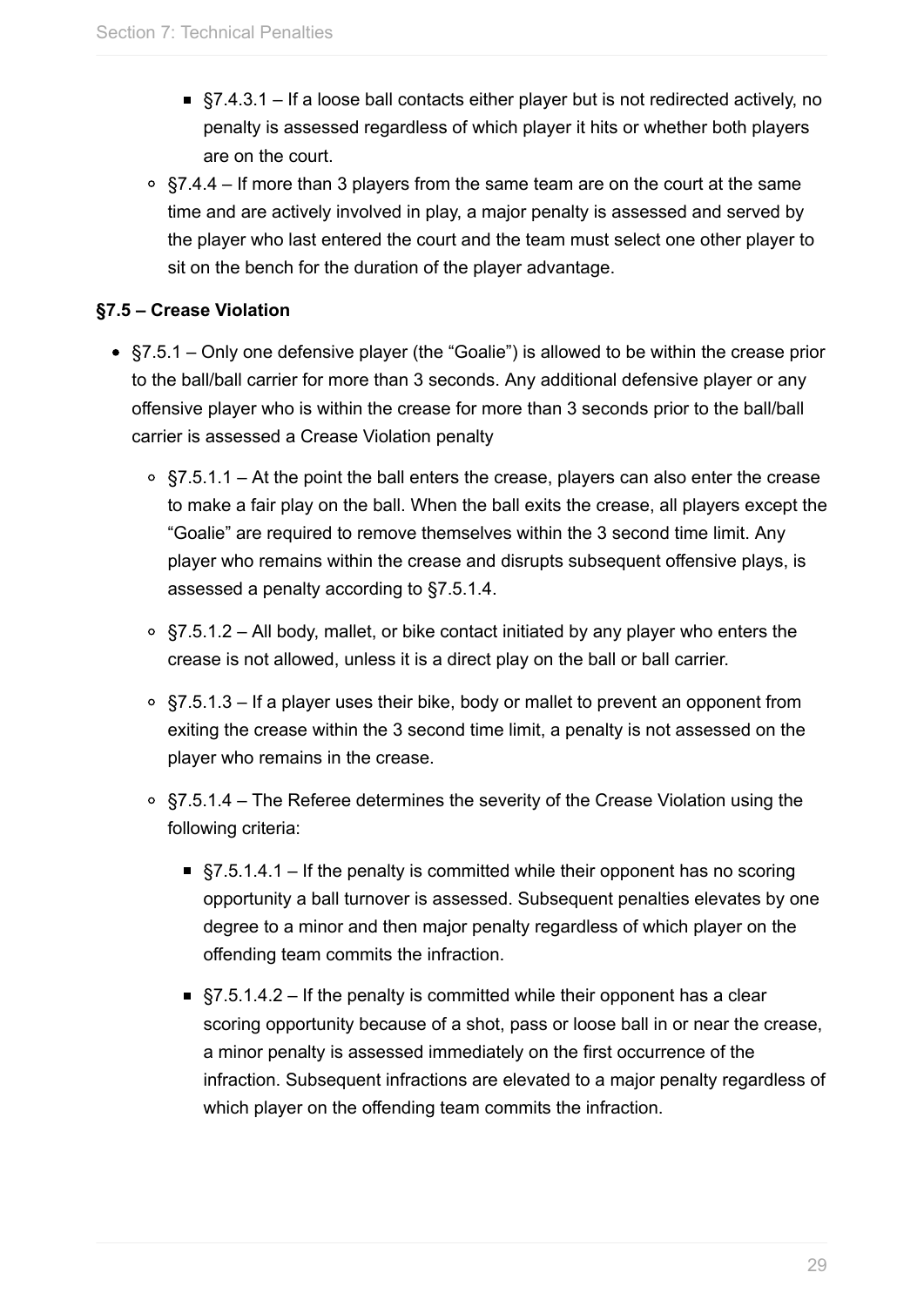- §7.4.3.1 – If a loose ball contacts either player but is not redirected actively, no penalty is assessed regardless of which player it hits or whether both players are on the court.
    - §7.4.4 – If more than 3 players from the same team are on the court at the same time and are actively involved in play, a major penalty is assessed and served by the player who last entered the court and the team must select one other player to sit on the bench for the duration of the player advantage.

**§7.5 – Crease Violation**

- §7.5.1 – Only one defensive player (the "Goalie") is allowed to be within the crease prior to the ball/ball carrier for more than 3 seconds. Any additional defensive player or any offensive player who is within the crease for more than 3 seconds prior to the ball/ball carrier is assessed a Crease Violation penalty
    - §7.5.1.1 – At the point the ball enters the crease, players can also enter the crease to make a fair play on the ball. When the ball exits the crease, all players except the "Goalie" are required to remove themselves within the 3 second time limit. Any player who remains within the crease and disrupts subsequent offensive plays, is assessed a penalty according to §7.5.1.4.
    - §7.5.1.2 – All body, mallet, or bike contact initiated by any player who enters the crease is not allowed, unless it is a direct play on the ball or ball carrier.
    - §7.5.1.3 – If a player uses their bike, body or mallet to prevent an opponent from exiting the crease within the 3 second time limit, a penalty is not assessed on the player who remains in the crease.
    - §7.5.1.4 – The Referee determines the severity of the Crease Violation using the following criteria:
        - §7.5.1.4.1 – If the penalty is committed while their opponent has no scoring opportunity a ball turnover is assessed. Subsequent penalties elevates by one degree to a minor and then major penalty regardless of which player on the offending team commits the infraction.
        - §7.5.1.4.2 – If the penalty is committed while their opponent has a clear scoring opportunity because of a shot, pass or loose ball in or near the crease, a minor penalty is assessed immediately on the first occurrence of the infraction. Subsequent infractions are elevated to a major penalty regardless of which player on the offending team commits the infraction.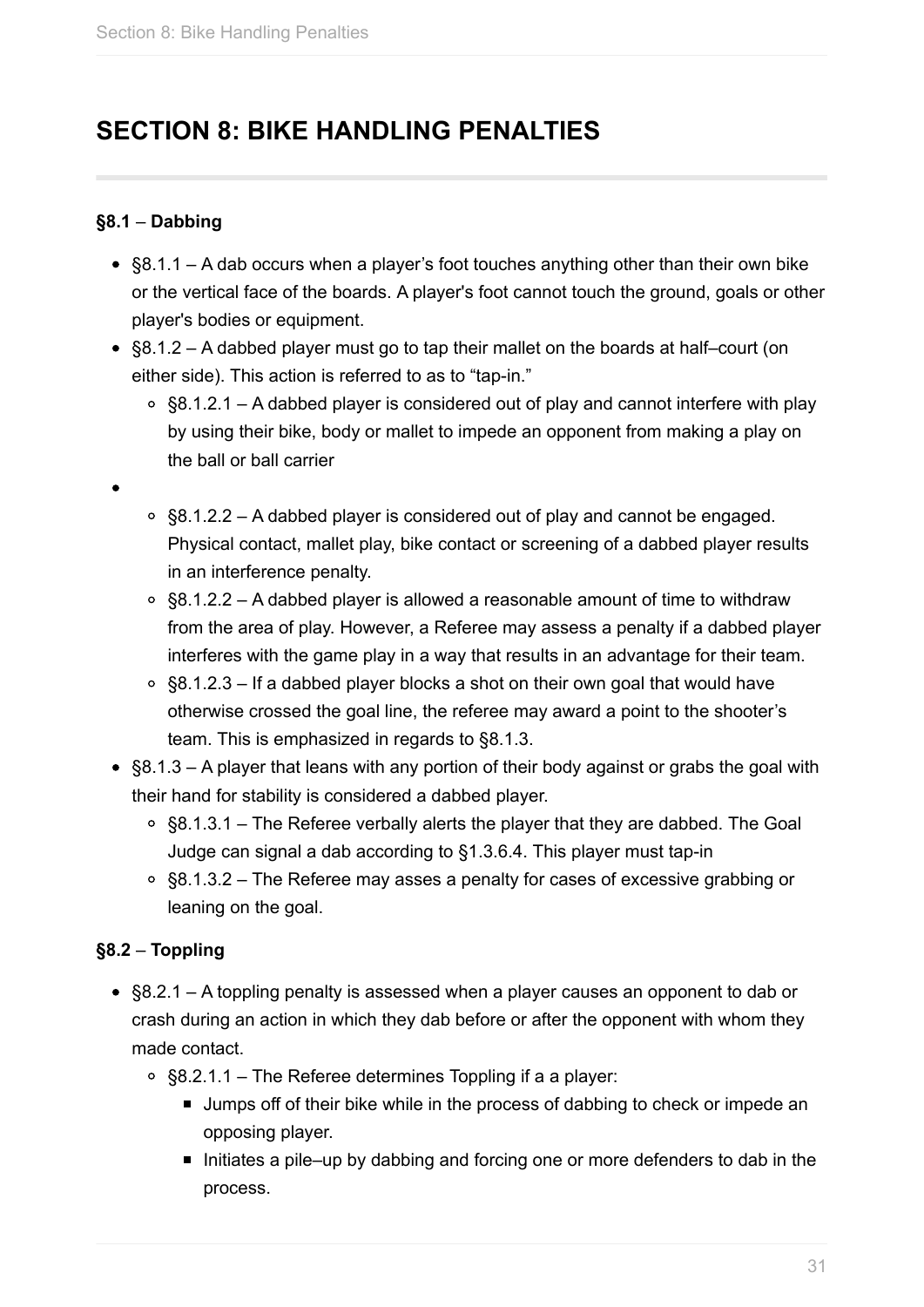# SECTION 8: BIKE HANDLING PENALTIES

**§8.1** – **Dabbing**

- §8.1.1 – A dab occurs when a player's foot touches anything other than their own bike or the vertical face of the boards. A player's foot cannot touch the ground, goals or other player's bodies or equipment.
- §8.1.2 – A dabbed player must go to tap their mallet on the boards at half–court (on either side). This action is referred to as to "tap-in."
  - §8.1.2.1 – A dabbed player is considered out of play and cannot interfere with play by using their bike, body or mallet to impede an opponent from making a play on the ball or ball carrier
- 
  - §8.1.2.2 – A dabbed player is considered out of play and cannot be engaged. Physical contact, mallet play, bike contact or screening of a dabbed player results in an interference penalty.
  - §8.1.2.2 – A dabbed player is allowed a reasonable amount of time to withdraw from the area of play. However, a Referee may assess a penalty if a dabbed player interferes with the game play in a way that results in an advantage for their team.
  - §8.1.2.3 – If a dabbed player blocks a shot on their own goal that would have otherwise crossed the goal line, the referee may award a point to the shooter's team. This is emphasized in regards to §8.1.3.
- §8.1.3 – A player that leans with any portion of their body against or grabs the goal with their hand for stability is considered a dabbed player.
  - §8.1.3.1 – The Referee verbally alerts the player that they are dabbed. The Goal Judge can signal a dab according to §1.3.6.4. This player must tap-in
  - §8.1.3.2 – The Referee may asses a penalty for cases of excessive grabbing or leaning on the goal.

**§8.2** – **Toppling**

- §8.2.1 – A toppling penalty is assessed when a player causes an opponent to dab or crash during an action in which they dab before or after the opponent with whom they made contact.
  - §8.2.1.1 – The Referee determines Toppling if a a player:
    - Jumps off of their bike while in the process of dabbing to check or impede an opposing player.
    - Initiates a pile–up by dabbing and forcing one or more defenders to dab in the process.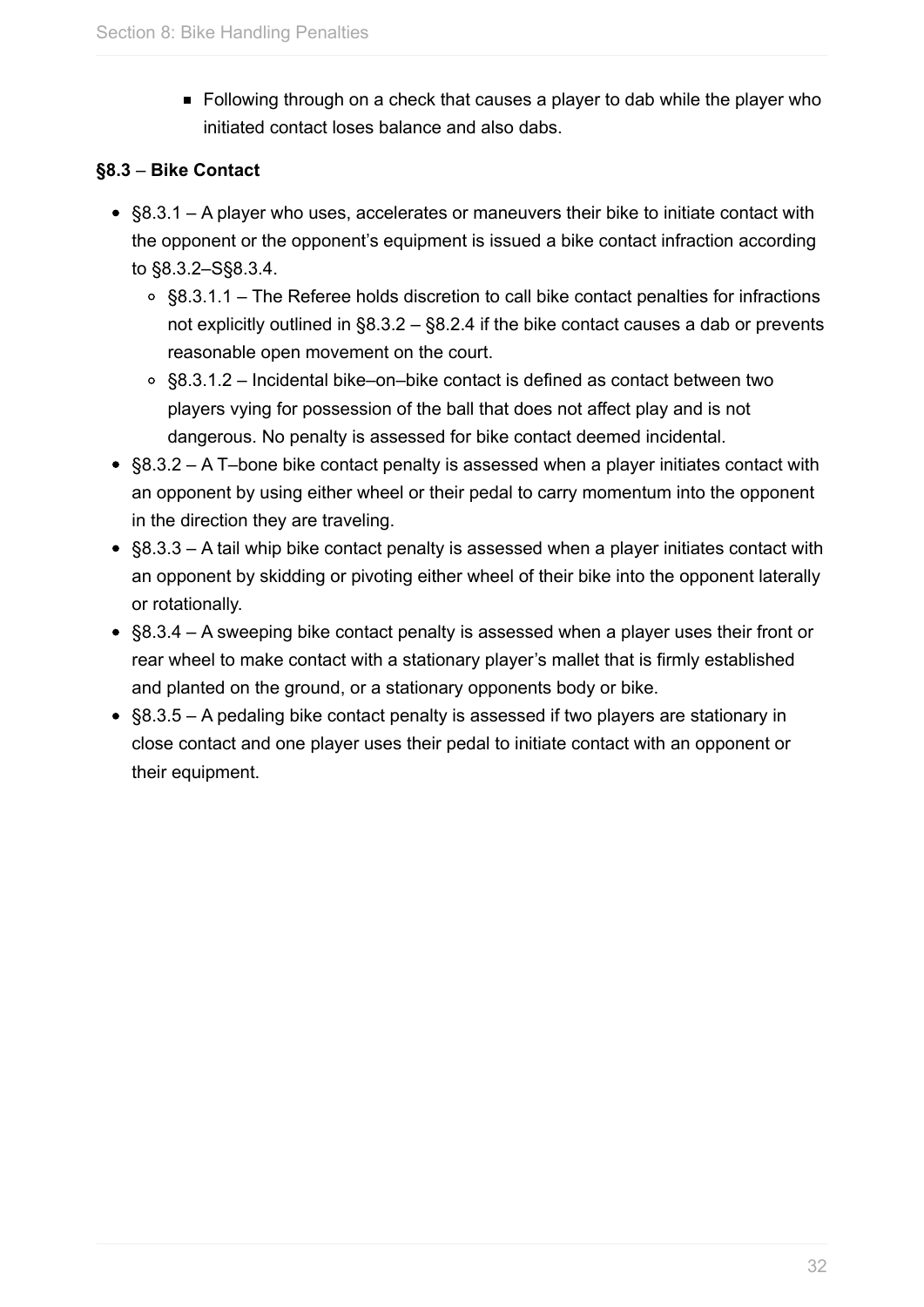- Following through on a check that causes a player to dab while the player who initiated contact loses balance and also dabs.

**§8.3** – **Bike Contact**

- §8.3.1 – A player who uses, accelerates or maneuvers their bike to initiate contact with the opponent or the opponent's equipment is issued a bike contact infraction according to §8.3.2–S§8.3.4.
    - §8.3.1.1 – The Referee holds discretion to call bike contact penalties for infractions not explicitly outlined in §8.3.2 – §8.2.4 if the bike contact causes a dab or prevents reasonable open movement on the court.
    - §8.3.1.2 – Incidental bike–on–bike contact is defined as contact between two players vying for possession of the ball that does not affect play and is not dangerous. No penalty is assessed for bike contact deemed incidental.
- §8.3.2 – A T–bone bike contact penalty is assessed when a player initiates contact with an opponent by using either wheel or their pedal to carry momentum into the opponent in the direction they are traveling.
- §8.3.3 – A tail whip bike contact penalty is assessed when a player initiates contact with an opponent by skidding or pivoting either wheel of their bike into the opponent laterally or rotationally.
- §8.3.4 – A sweeping bike contact penalty is assessed when a player uses their front or rear wheel to make contact with a stationary player's mallet that is firmly established and planted on the ground, or a stationary opponents body or bike.
- §8.3.5 – A pedaling bike contact penalty is assessed if two players are stationary in close contact and one player uses their pedal to initiate contact with an opponent or their equipment.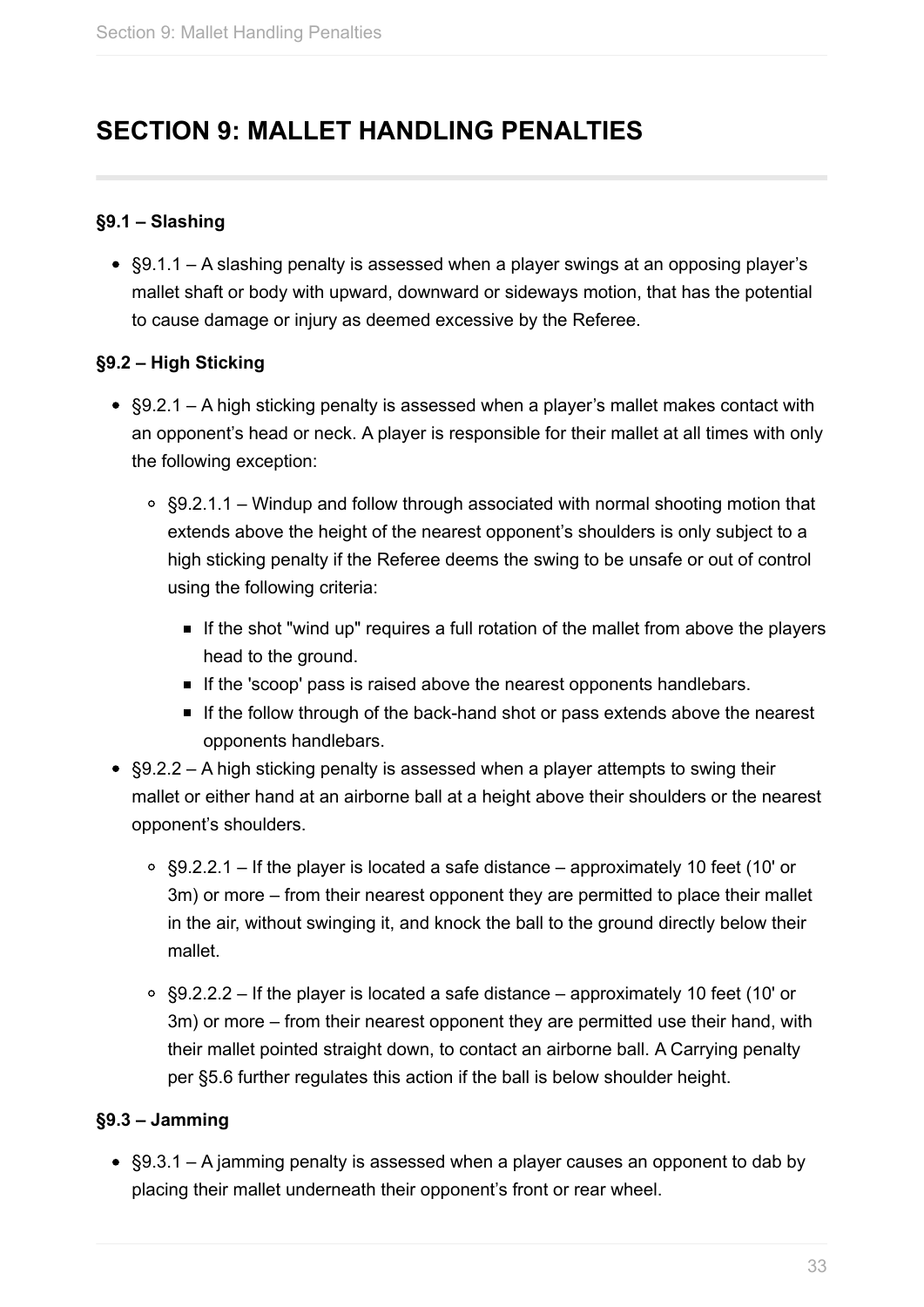# SECTION 9: MALLET HANDLING PENALTIES

**§9.1 – Slashing**

- §9.1.1 – A slashing penalty is assessed when a player swings at an opposing player's mallet shaft or body with upward, downward or sideways motion, that has the potential to cause damage or injury as deemed excessive by the Referee.

**§9.2 – High Sticking**

- §9.2.1 – A high sticking penalty is assessed when a player's mallet makes contact with an opponent's head or neck. A player is responsible for their mallet at all times with only the following exception:
    - §9.2.1.1 – Windup and follow through associated with normal shooting motion that extends above the height of the nearest opponent's shoulders is only subject to a high sticking penalty if the Referee deems the swing to be unsafe or out of control using the following criteria:
        - If the shot "wind up" requires a full rotation of the mallet from above the players head to the ground.
        - If the 'scoop' pass is raised above the nearest opponents handlebars.
        - If the follow through of the back-hand shot or pass extends above the nearest opponents handlebars.
- §9.2.2 – A high sticking penalty is assessed when a player attempts to swing their mallet or either hand at an airborne ball at a height above their shoulders or the nearest opponent's shoulders.
    - §9.2.2.1 – If the player is located a safe distance – approximately 10 feet (10' or 3m) or more – from their nearest opponent they are permitted to place their mallet in the air, without swinging it, and knock the ball to the ground directly below their mallet.
    - §9.2.2.2 – If the player is located a safe distance – approximately 10 feet (10' or 3m) or more – from their nearest opponent they are permitted use their hand, with their mallet pointed straight down, to contact an airborne ball. A Carrying penalty per §5.6 further regulates this action if the ball is below shoulder height.

**§9.3 – Jamming**

- §9.3.1 – A jamming penalty is assessed when a player causes an opponent to dab by placing their mallet underneath their opponent's front or rear wheel.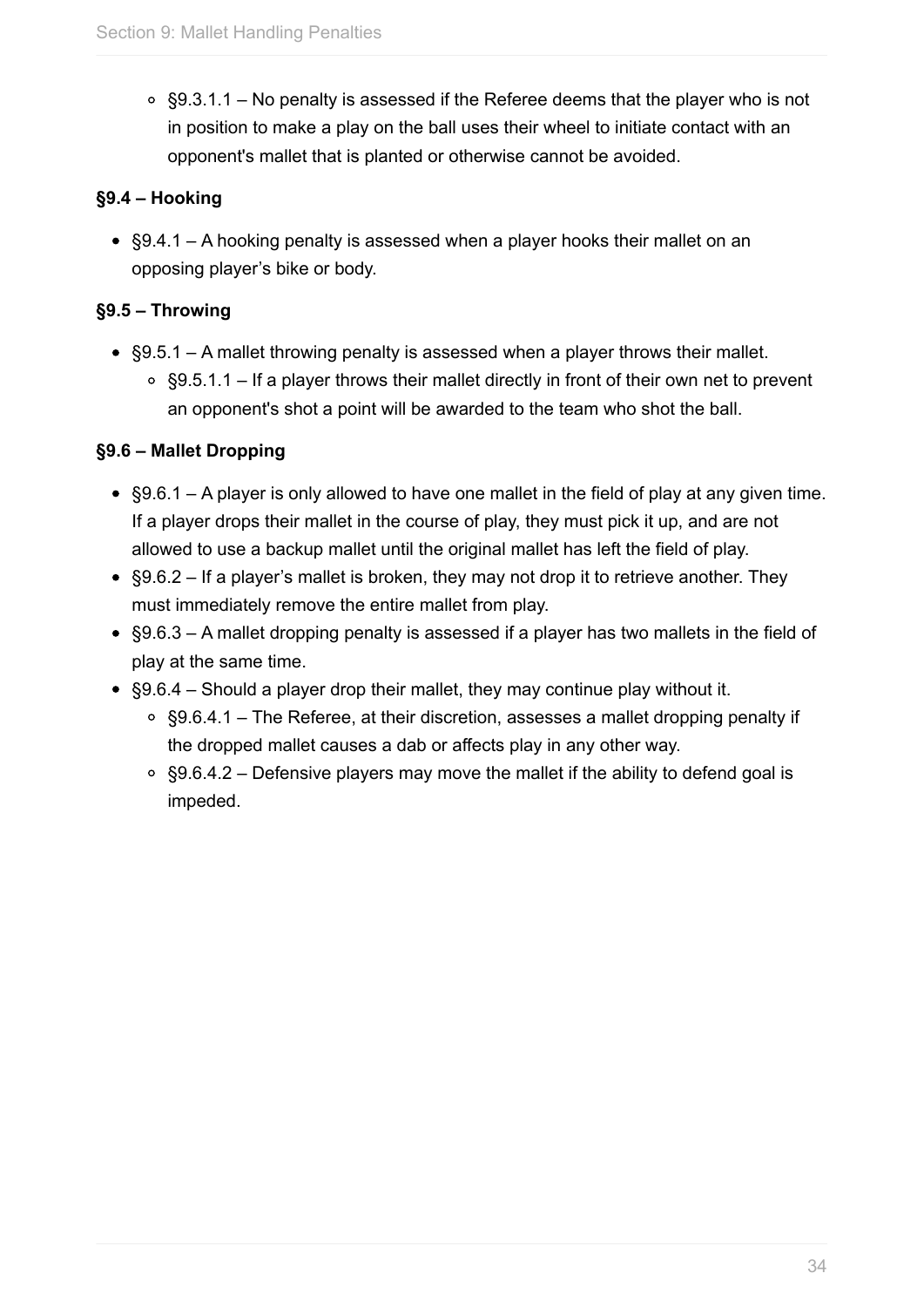- §9.3.1.1 – No penalty is assessed if the Referee deems that the player who is not in position to make a play on the ball uses their wheel to initiate contact with an opponent's mallet that is planted or otherwise cannot be avoided.

**§9.4 – Hooking**

- §9.4.1 – A hooking penalty is assessed when a player hooks their mallet on an opposing player's bike or body.

**§9.5 – Throwing**

- §9.5.1 – A mallet throwing penalty is assessed when a player throws their mallet.
  - §9.5.1.1 – If a player throws their mallet directly in front of their own net to prevent an opponent's shot a point will be awarded to the team who shot the ball.

**§9.6 – Mallet Dropping**

- §9.6.1 – A player is only allowed to have one mallet in the field of play at any given time. If a player drops their mallet in the course of play, they must pick it up, and are not allowed to use a backup mallet until the original mallet has left the field of play.
- §9.6.2 – If a player's mallet is broken, they may not drop it to retrieve another. They must immediately remove the entire mallet from play.
- §9.6.3 – A mallet dropping penalty is assessed if a player has two mallets in the field of play at the same time.
- §9.6.4 – Should a player drop their mallet, they may continue play without it.
  - §9.6.4.1 – The Referee, at their discretion, assesses a mallet dropping penalty if the dropped mallet causes a dab or affects play in any other way.
  - §9.6.4.2 – Defensive players may move the mallet if the ability to defend goal is impeded.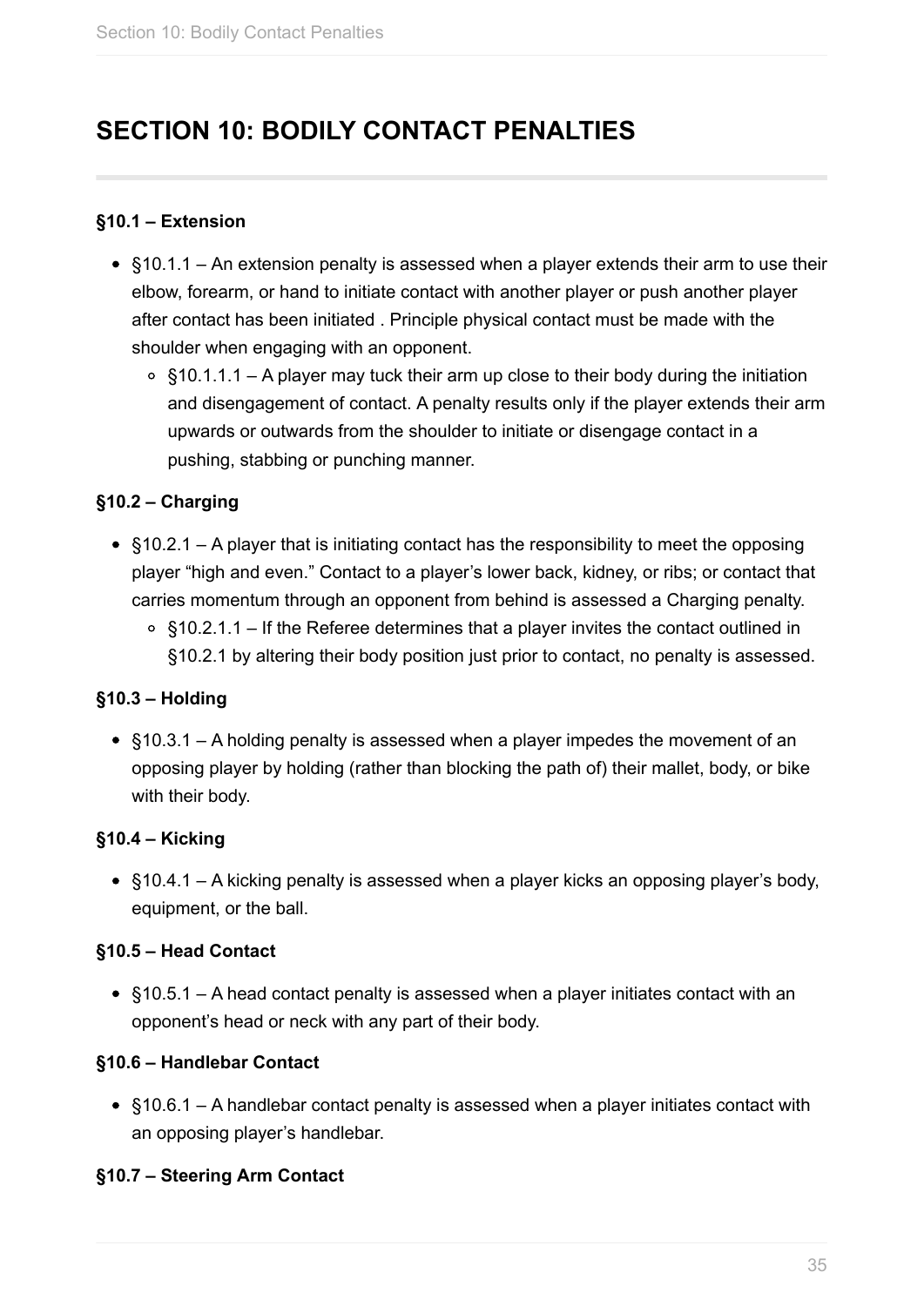# SECTION 10: BODILY CONTACT PENALTIES

**§10.1 – Extension**

- §10.1.1 – An extension penalty is assessed when a player extends their arm to use their elbow, forearm, or hand to initiate contact with another player or push another player after contact has been initiated . Principle physical contact must be made with the shoulder when engaging with an opponent.
  - §10.1.1.1 – A player may tuck their arm up close to their body during the initiation and disengagement of contact. A penalty results only if the player extends their arm upwards or outwards from the shoulder to initiate or disengage contact in a pushing, stabbing or punching manner.

**§10.2 – Charging**

- §10.2.1 – A player that is initiating contact has the responsibility to meet the opposing player "high and even." Contact to a player's lower back, kidney, or ribs; or contact that carries momentum through an opponent from behind is assessed a Charging penalty.
  - §10.2.1.1 – If the Referee determines that a player invites the contact outlined in §10.2.1 by altering their body position just prior to contact, no penalty is assessed.

**§10.3 – Holding**

- §10.3.1 – A holding penalty is assessed when a player impedes the movement of an opposing player by holding (rather than blocking the path of) their mallet, body, or bike with their body.

**§10.4 – Kicking**

- §10.4.1 – A kicking penalty is assessed when a player kicks an opposing player's body, equipment, or the ball.

**§10.5 – Head Contact**

- §10.5.1 – A head contact penalty is assessed when a player initiates contact with an opponent's head or neck with any part of their body.

**§10.6 – Handlebar Contact**

- §10.6.1 – A handlebar contact penalty is assessed when a player initiates contact with an opposing player's handlebar.

**§10.7 – Steering Arm Contact**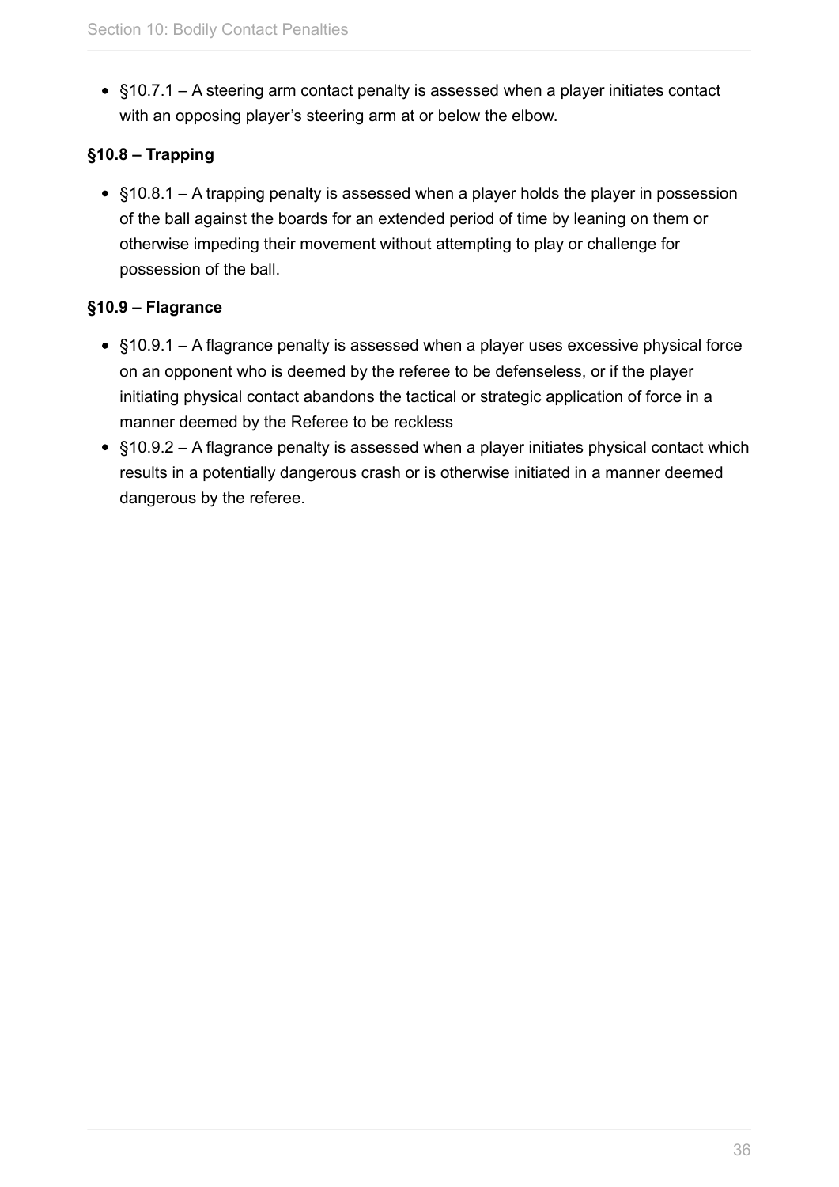- §10.7.1 – A steering arm contact penalty is assessed when a player initiates contact with an opposing player's steering arm at or below the elbow.

### §10.8 – Trapping

- §10.8.1 – A trapping penalty is assessed when a player holds the player in possession of the ball against the boards for an extended period of time by leaning on them or otherwise impeding their movement without attempting to play or challenge for possession of the ball.

### §10.9 – Flagrance

- §10.9.1 – A flagrance penalty is assessed when a player uses excessive physical force on an opponent who is deemed by the referee to be defenseless, or if the player initiating physical contact abandons the tactical or strategic application of force in a manner deemed by the Referee to be reckless
- §10.9.2 – A flagrance penalty is assessed when a player initiates physical contact which results in a potentially dangerous crash or is otherwise initiated in a manner deemed dangerous by the referee.